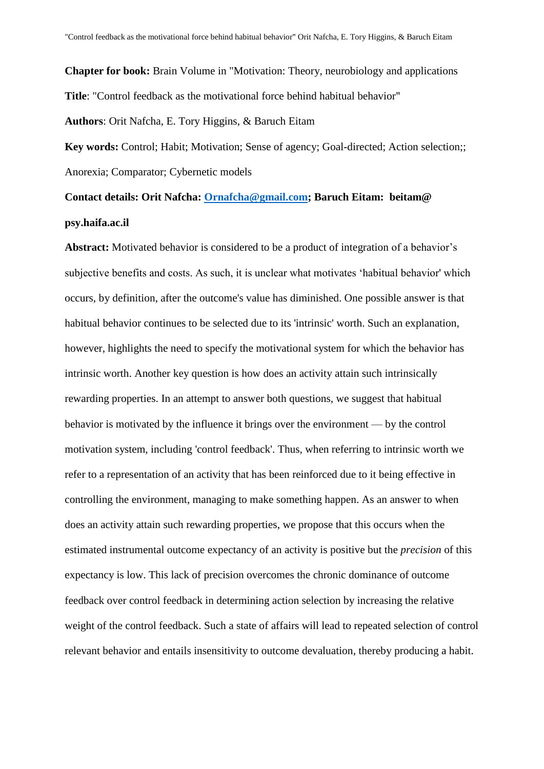**Chapter for book:** Brain Volume in "Motivation: Theory, neurobiology and applications

**Title**: "Control feedback as the motivational force behind habitual behavior"

**Authors**: Orit Nafcha, E. Tory Higgins, & Baruch Eitam

**Key words:** Control; Habit; Motivation; Sense of agency; Goal-directed; Action selection;; Anorexia; Comparator; Cybernetic models

**Contact details: Orit Nafcha: Ornafcha@gmail.com; Baruch Eitam: beitam@ psy.haifa.ac.il**

**Abstract:** Motivated behavior is considered to be a product of integration of a behavior's subjective benefits and costs. As such, it is unclear what motivates 'habitual behavior' which occurs, by definition, after the outcome's value has diminished. One possible answer is that habitual behavior continues to be selected due to its 'intrinsic' worth. Such an explanation, however, highlights the need to specify the motivational system for which the behavior has intrinsic worth. Another key question is how does an activity attain such intrinsically rewarding properties. In an attempt to answer both questions, we suggest that habitual behavior is motivated by the influence it brings over the environment — by the control motivation system, including 'control feedback'. Thus, when referring to intrinsic worth we refer to a representation of an activity that has been reinforced due to it being effective in controlling the environment, managing to make something happen. As an answer to when does an activity attain such rewarding properties, we propose that this occurs when the estimated instrumental outcome expectancy of an activity is positive but the *precision* of this expectancy is low. This lack of precision overcomes the chronic dominance of outcome feedback over control feedback in determining action selection by increasing the relative weight of the control feedback. Such a state of affairs will lead to repeated selection of control relevant behavior and entails insensitivity to outcome devaluation, thereby producing a habit.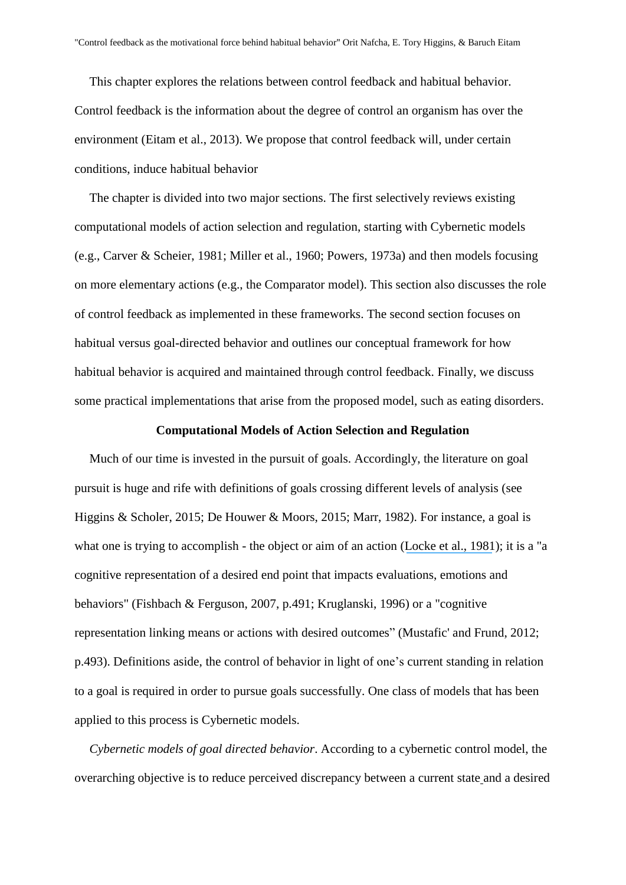This chapter explores the relations between control feedback and habitual behavior. Control feedback is the information about the degree of control an organism has over the environment (Eitam et al., 2013). We propose that control feedback will, under certain conditions, induce habitual behavior

The chapter is divided into two major sections. The first selectively reviews existing computational models of action selection and regulation, starting with Cybernetic models (e.g., Carver & Scheier, 1981; Miller et al., 1960; Powers, 1973a) and then models focusing on more elementary actions (e.g., the Comparator model). This section also discusses the role of control feedback as implemented in these frameworks. The second section focuses on habitual versus goal-directed behavior and outlines our conceptual framework for how habitual behavior is acquired and maintained through control feedback. Finally, we discuss some practical implementations that arise from the proposed model, such as eating disorders.

## Computational Models of Action Selection and Regulation

Much of our time is invested in the pursuit of goals. Accordingly, the literature on goal pursuit is huge and rife with definitions of goals crossing different levels of analysis (see Higgins & Scholer, 2015; De Houwer & Moors, 2015; Marr, 1982). For instance, a goal is what one is trying to accomplish - the object or aim of an action (Locke et al., 1981); it is a "a cognitive representation of a desired end point that impacts evaluations, emotions and behaviors" (Fishbach & Ferguson, 2007, p.491; Kruglanski, 1996) or a "cognitive representation linking means or actions with desired outcomes" (Mustafic' and Frund, 2012; p.493). Definitions aside, the control of behavior in light of one's current standing in relation to a goal is required in order to pursue goals successfully. One class of models that has been applied to this process is Cybernetic models.

*Cybernetic models of goal directed behavior*. According to a cybernetic control model, the overarching objective is to reduce perceived discrepancy between a current state and a desired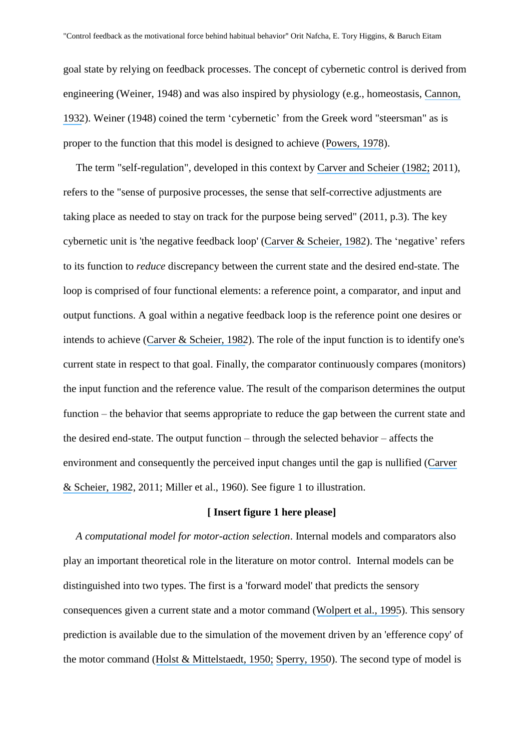goal state by relying on feedback processes. The concept of cybernetic control is derived from engineering (Weiner, 1948) and was also inspired by physiology (e.g., homeostasis, Cannon, 1932). Weiner (1948) coined the term 'cybernetic' from the Greek word "steersman" as is proper to the function that this model is designed to achieve (Powers, 1978).

The term "self-regulation", developed in this context by Carver and Scheier (1982; 2011), refers to the "sense of purposive processes, the sense that self-corrective adjustments are taking place as needed to stay on track for the purpose being served" (2011, p.3). The key cybernetic unit is 'the negative feedback loop' (Carver & Scheier, 1982). The 'negative' refers to its function to *reduce* discrepancy between the current state and the desired end-state. The loop is comprised of four functional elements: a reference point, a comparator, and input and output functions. A goal within a negative feedback loop is the reference point one desires or intends to achieve (Carver & Scheier, 1982). The role of the input function is to identify one's current state in respect to that goal. Finally, the comparator continuously compares (monitors) the input function and the reference value. The result of the comparison determines the output function – the behavior that seems appropriate to reduce the gap between the current state and the desired end-state. The output function – through the selected behavior – affects the environment and consequently the perceived input changes until the gap is nullified (Carver & Scheier, 1982, 2011; Miller et al., 1960). See figure 1 to illustration.

**[ Insert figure 1 here please]**

*A computational model for motor-action selection*. Internal models and comparators also play an important theoretical role in the literature on motor control. Internal models can be distinguished into two types. The first is a 'forward model' that predicts the sensory consequences given a current state and a motor command (Wolpert et al., 1995). This sensory prediction is available due to the simulation of the movement driven by an 'efference copy' of the motor command (Holst & Mittelstaedt, 1950; Sperry, 1950). The second type of model is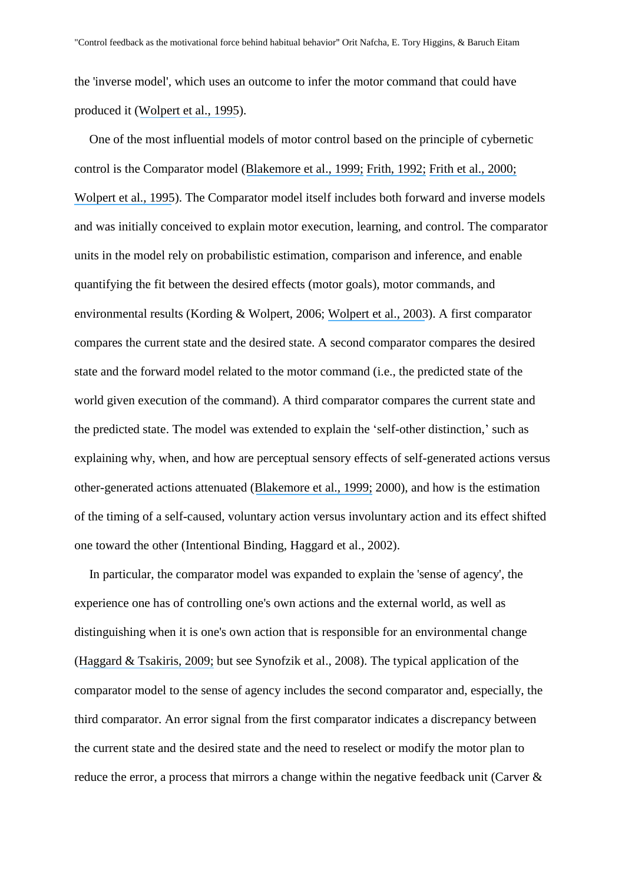the 'inverse model', which uses an outcome to infer the motor command that could have produced it (Wolpert et al., 1995).

One of the most influential models of motor control based on the principle of cybernetic control is the Comparator model (Blakemore et al., 1999; Frith, 1992; Frith et al., 2000; Wolpert et al., 1995). The Comparator model itself includes both forward and inverse models and was initially conceived to explain motor execution, learning, and control. The comparator units in the model rely on probabilistic estimation, comparison and inference, and enable quantifying the fit between the desired effects (motor goals), motor commands, and environmental results (Kording & Wolpert, 2006; Wolpert et al., 2003). A first comparator compares the current state and the desired state. A second comparator compares the desired state and the forward model related to the motor command (i.e., the predicted state of the world given execution of the command). A third comparator compares the current state and the predicted state. The model was extended to explain the 'self-other distinction,' such as explaining why, when, and how are perceptual sensory effects of self-generated actions versus other-generated actions attenuated (Blakemore et al., 1999; 2000), and how is the estimation of the timing of a self-caused, voluntary action versus involuntary action and its effect shifted one toward the other (Intentional Binding, Haggard et al., 2002).

In particular, the comparator model was expanded to explain the 'sense of agency', the experience one has of controlling one's own actions and the external world, as well as distinguishing when it is one's own action that is responsible for an environmental change (Haggard & Tsakiris, 2009; but see Synofzik et al., 2008). The typical application of the comparator model to the sense of agency includes the second comparator and, especially, the third comparator. An error signal from the first comparator indicates a discrepancy between the current state and the desired state and the need to reselect or modify the motor plan to reduce the error, a process that mirrors a change within the negative feedback unit (Carver &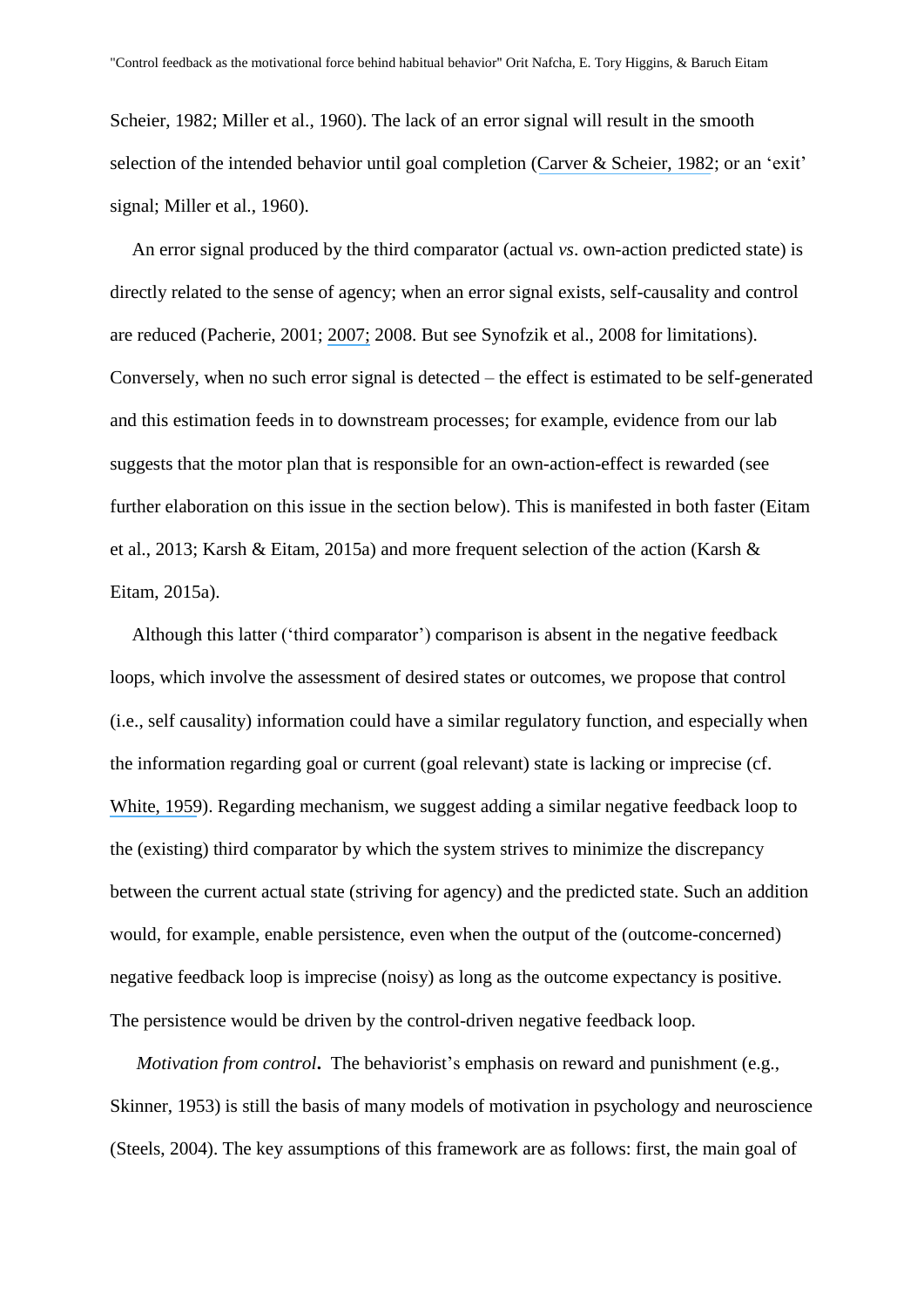Scheier, 1982; Miller et al., 1960). The lack of an error signal will result in the smooth selection of the intended behavior until goal completion (Carver & Scheier, 1982; or an 'exit' signal; Miller et al., 1960).

An error signal produced by the third comparator (actual *vs*. own-action predicted state) is directly related to the sense of agency; when an error signal exists, self-causality and control are reduced (Pacherie, 2001; 2007; 2008. But see Synofzik et al., 2008 for limitations). Conversely, when no such error signal is detected – the effect is estimated to be self-generated and this estimation feeds in to downstream processes; for example, evidence from our lab suggests that the motor plan that is responsible for an own-action-effect is rewarded (see further elaboration on this issue in the section below). This is manifested in both faster (Eitam et al., 2013; Karsh & Eitam, 2015a) and more frequent selection of the action (Karsh & Eitam, 2015a).

Although this latter ('third comparator') comparison is absent in the negative feedback loops, which involve the assessment of desired states or outcomes, we propose that control (i.e., self causality) information could have a similar regulatory function, and especially when the information regarding goal or current (goal relevant) state is lacking or imprecise (cf. White, 1959). Regarding mechanism, we suggest adding a similar negative feedback loop to the (existing) third comparator by which the system strives to minimize the discrepancy between the current actual state (striving for agency) and the predicted state. Such an addition would, for example, enable persistence, even when the output of the (outcome-concerned) negative feedback loop is imprecise (noisy) as long as the outcome expectancy is positive. The persistence would be driven by the control-driven negative feedback loop.

***Motivation from control*.** The behaviorist's emphasis on reward and punishment (e.g., Skinner, 1953) is still the basis of many models of motivation in psychology and neuroscience (Steels, 2004). The key assumptions of this framework are as follows: first, the main goal of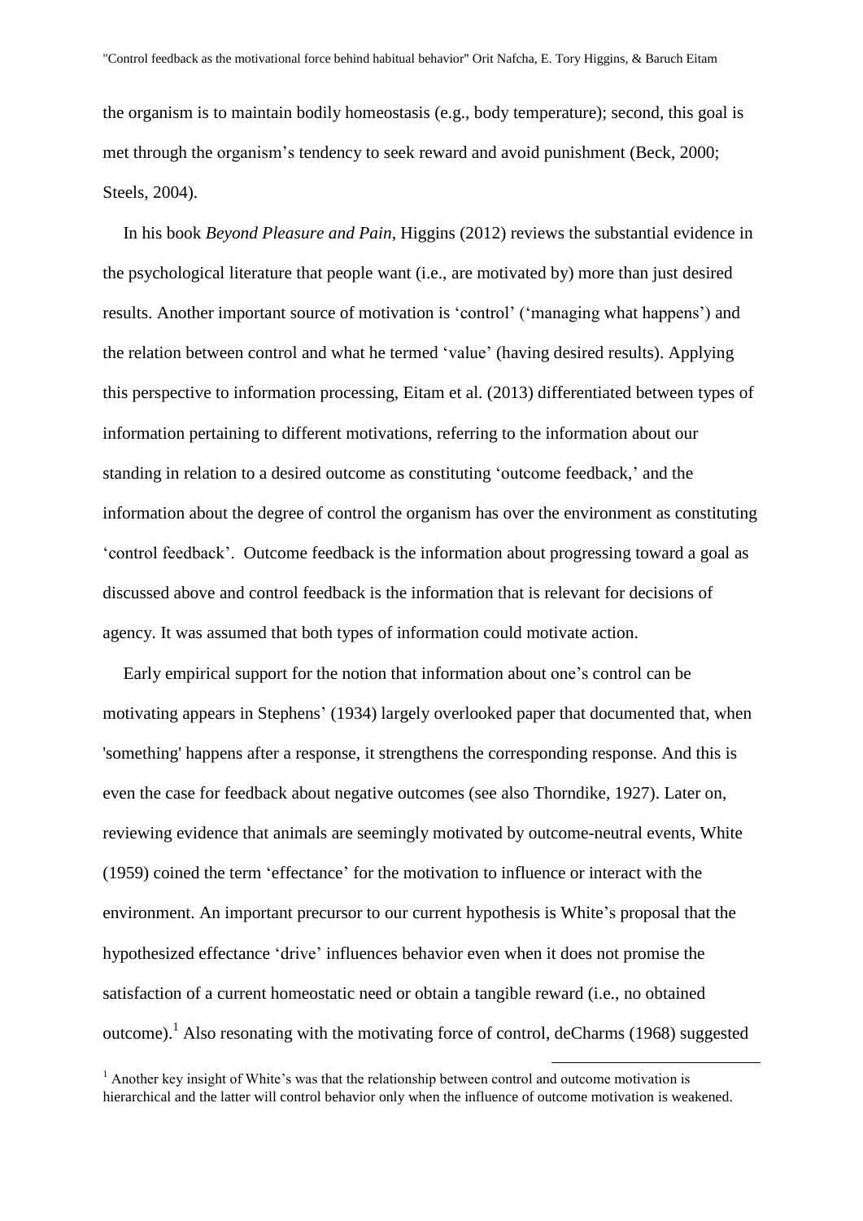the organism is to maintain bodily homeostasis (e.g., body temperature); second, this goal is met through the organism's tendency to seek reward and avoid punishment (Beck, 2000; Steels, 2004).

In his book *Beyond Pleasure and Pain*, Higgins (2012) reviews the substantial evidence in the psychological literature that people want (i.e., are motivated by) more than just desired results. Another important source of motivation is 'control' ('managing what happens') and the relation between control and what he termed 'value' (having desired results). Applying this perspective to information processing, Eitam et al. (2013) differentiated between types of information pertaining to different motivations, referring to the information about our standing in relation to a desired outcome as constituting 'outcome feedback,' and the information about the degree of control the organism has over the environment as constituting 'control feedback'. Outcome feedback is the information about progressing toward a goal as discussed above and control feedback is the information that is relevant for decisions of agency. It was assumed that both types of information could motivate action.

Early empirical support for the notion that information about one's control can be motivating appears in Stephens' (1934) largely overlooked paper that documented that, when 'something' happens after a response, it strengthens the corresponding response. And this is even the case for feedback about negative outcomes (see also Thorndike, 1927). Later on, reviewing evidence that animals are seemingly motivated by outcome-neutral events, White (1959) coined the term 'effectance' for the motivation to influence or interact with the environment. An important precursor to our current hypothesis is White's proposal that the hypothesized effectance 'drive' influences behavior even when it does not promise the satisfaction of a current homeostatic need or obtain a tangible reward (i.e., no obtained outcome).[1] Also resonating with the motivating force of control, deCharms (1968) suggested

[1] Another key insight of White's was that the relationship between control and outcome motivation is hierarchical and the latter will control behavior only when the influence of outcome motivation is weakened.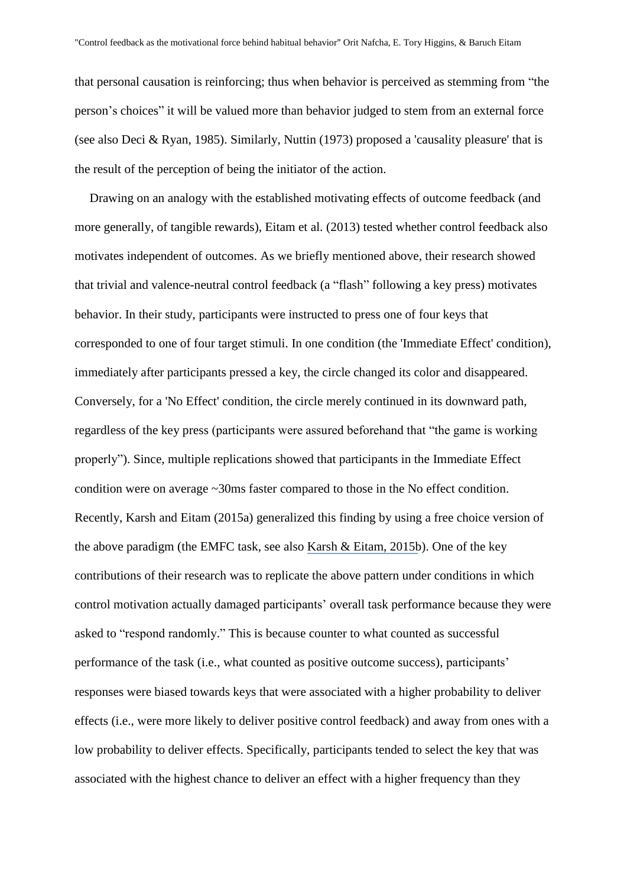that personal causation is reinforcing; thus when behavior is perceived as stemming from "the person's choices" it will be valued more than behavior judged to stem from an external force (see also Deci & Ryan, 1985). Similarly, Nuttin (1973) proposed a 'causality pleasure' that is the result of the perception of being the initiator of the action.

Drawing on an analogy with the established motivating effects of outcome feedback (and more generally, of tangible rewards), Eitam et al. (2013) tested whether control feedback also motivates independent of outcomes. As we briefly mentioned above, their research showed that trivial and valence-neutral control feedback (a "flash" following a key press) motivates behavior. In their study, participants were instructed to press one of four keys that corresponded to one of four target stimuli. In one condition (the 'Immediate Effect' condition), immediately after participants pressed a key, the circle changed its color and disappeared. Conversely, for a 'No Effect' condition, the circle merely continued in its downward path, regardless of the key press (participants were assured beforehand that "the game is working properly"). Since, multiple replications showed that participants in the Immediate Effect condition were on average ~30ms faster compared to those in the No effect condition. Recently, Karsh and Eitam (2015a) generalized this finding by using a free choice version of the above paradigm (the EMFC task, see also Karsh & Eitam, 2015b). One of the key contributions of their research was to replicate the above pattern under conditions in which control motivation actually damaged participants' overall task performance because they were asked to "respond randomly." This is because counter to what counted as successful performance of the task (i.e., what counted as positive outcome success), participants' responses were biased towards keys that were associated with a higher probability to deliver effects (i.e., were more likely to deliver positive control feedback) and away from ones with a low probability to deliver effects. Specifically, participants tended to select the key that was associated with the highest chance to deliver an effect with a higher frequency than they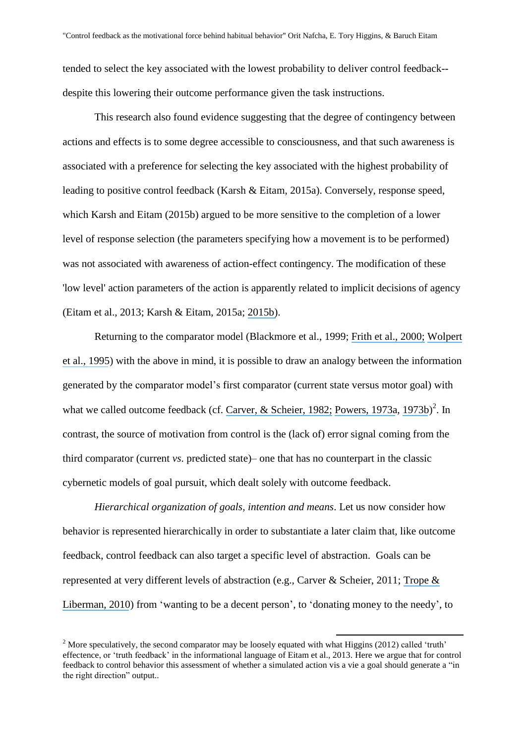tended to select the key associated with the lowest probability to deliver control feedback--despite this lowering their outcome performance given the task instructions.

This research also found evidence suggesting that the degree of contingency between actions and effects is to some degree accessible to consciousness, and that such awareness is associated with a preference for selecting the key associated with the highest probability of leading to positive control feedback (Karsh & Eitam, 2015a). Conversely, response speed, which Karsh and Eitam (2015b) argued to be more sensitive to the completion of a lower level of response selection (the parameters specifying how a movement is to be performed) was not associated with awareness of action-effect contingency. The modification of these 'low level' action parameters of the action is apparently related to implicit decisions of agency (Eitam et al., 2013; Karsh & Eitam, 2015a; 2015b).

Returning to the comparator model (Blackmore et al., 1999; Frith et al., 2000; Wolpert et al., 1995) with the above in mind, it is possible to draw an analogy between the information generated by the comparator model's first comparator (current state versus motor goal) with what we called outcome feedback (cf. Carver, & Scheier, 1982; Powers, 1973a, 1973b)[2]. In contrast, the source of motivation from control is the (lack of) error signal coming from the third comparator (current *vs*. predicted state)– one that has no counterpart in the classic cybernetic models of goal pursuit, which dealt solely with outcome feedback.

*Hierarchical organization of goals, intention and means*. Let us now consider how behavior is represented hierarchically in order to substantiate a later claim that, like outcome feedback, control feedback can also target a specific level of abstraction. Goals can be represented at very different levels of abstraction (e.g., Carver & Scheier, 2011; Trope & Liberman, 2010) from 'wanting to be a decent person', to 'donating money to the needy', to

[2] More speculatively, the second comparator may be loosely equated with what Higgins (2012) called 'truth' effectence, or 'truth feedback' in the informational language of Eitam et al., 2013. Here we argue that for control feedback to control behavior this assessment of whether a simulated action vis a vie a goal should generate a "in the right direction" output..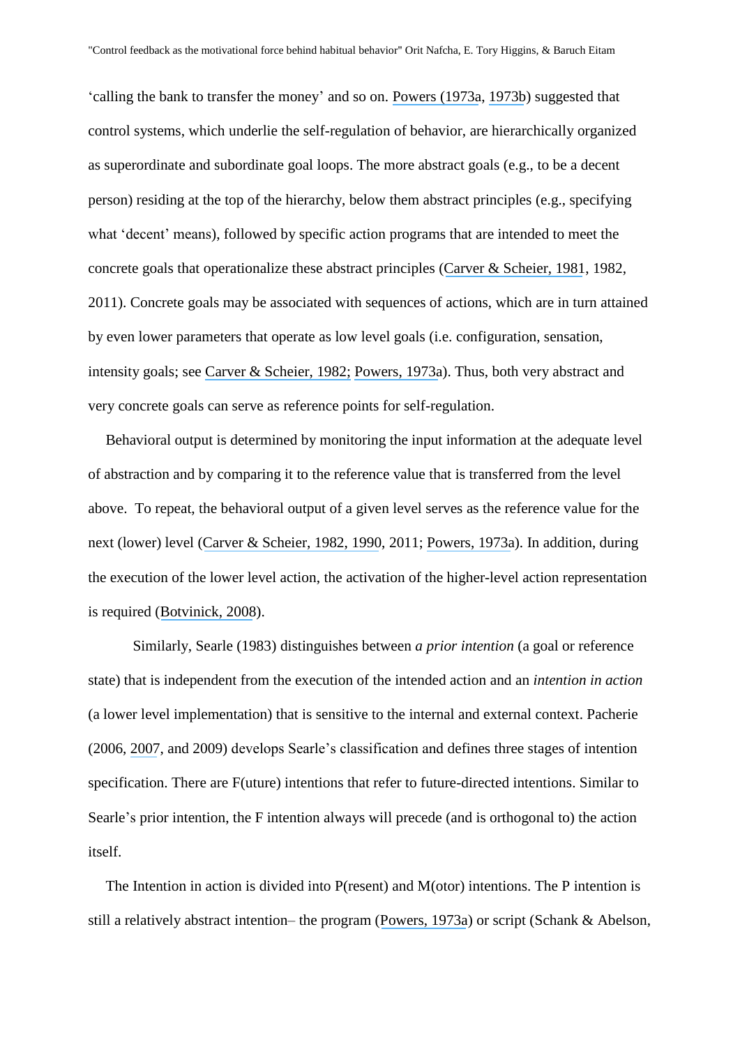‘calling the bank to transfer the money’ and so on. Powers (1973a, 1973b) suggested that control systems, which underlie the self-regulation of behavior, are hierarchically organized as superordinate and subordinate goal loops. The more abstract goals (e.g., to be a decent person) residing at the top of the hierarchy, below them abstract principles (e.g., specifying what ‘decent’ means), followed by specific action programs that are intended to meet the concrete goals that operationalize these abstract principles (Carver & Scheier, 1981, 1982, 2011). Concrete goals may be associated with sequences of actions, which are in turn attained by even lower parameters that operate as low level goals (i.e. configuration, sensation, intensity goals; see Carver & Scheier, 1982; Powers, 1973a). Thus, both very abstract and very concrete goals can serve as reference points for self-regulation.

Behavioral output is determined by monitoring the input information at the adequate level of abstraction and by comparing it to the reference value that is transferred from the level above. To repeat, the behavioral output of a given level serves as the reference value for the next (lower) level (Carver & Scheier, 1982, 1990, 2011; Powers, 1973a). In addition, during the execution of the lower level action, the activation of the higher-level action representation is required (Botvinick, 2008).

Similarly, Searle (1983) distinguishes between *a prior intention* (a goal or reference state) that is independent from the execution of the intended action and an *intention in action* (a lower level implementation) that is sensitive to the internal and external context. Pacherie (2006, 2007, and 2009) develops Searle’s classification and defines three stages of intention specification. There are F(uture) intentions that refer to future-directed intentions. Similar to Searle’s prior intention, the F intention always will precede (and is orthogonal to) the action itself.

The Intention in action is divided into P(resent) and M(otor) intentions. The P intention is still a relatively abstract intention– the program (Powers, 1973a) or script (Schank & Abelson,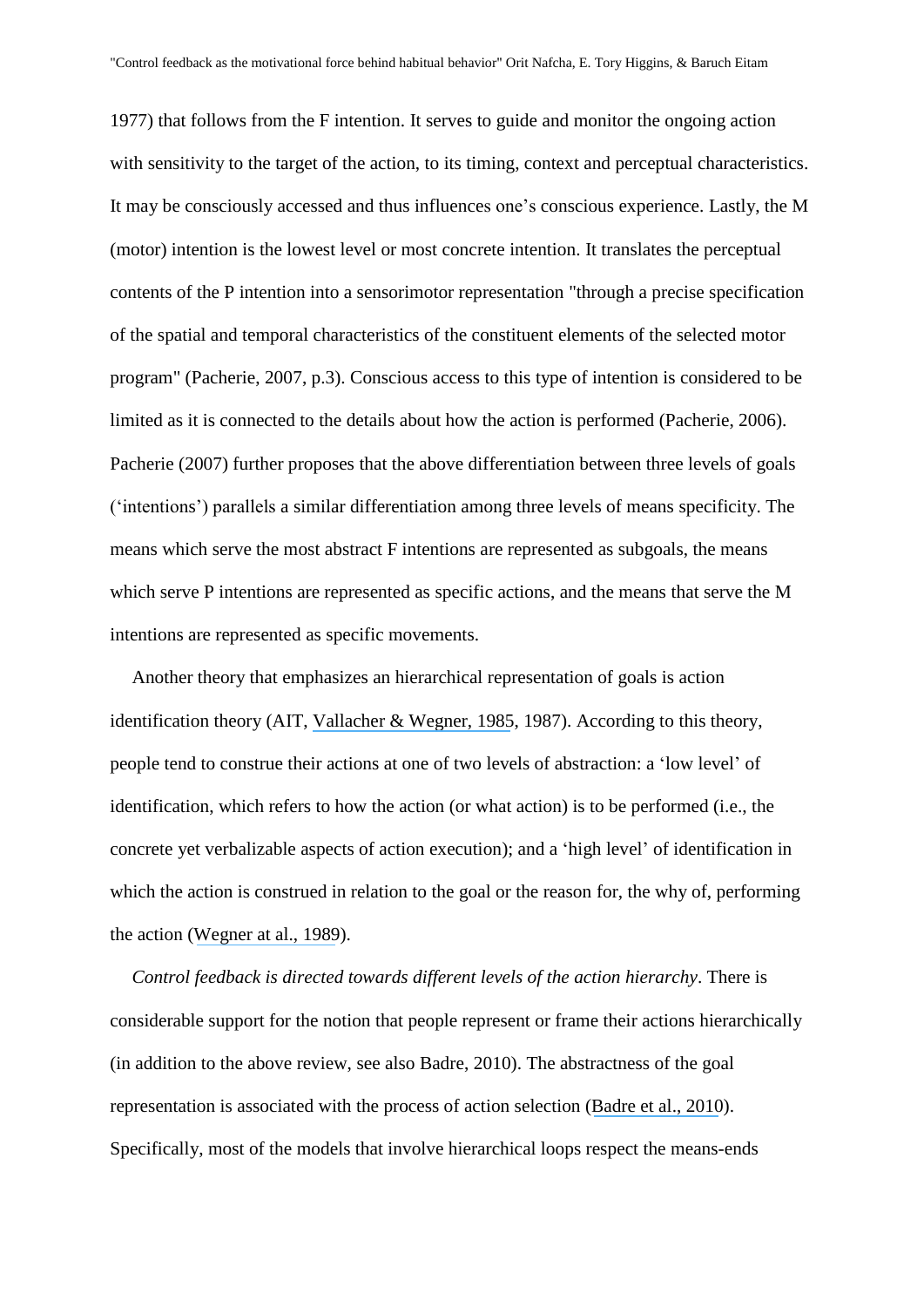1977) that follows from the F intention. It serves to guide and monitor the ongoing action with sensitivity to the target of the action, to its timing, context and perceptual characteristics. It may be consciously accessed and thus influences one's conscious experience. Lastly, the M (motor) intention is the lowest level or most concrete intention. It translates the perceptual contents of the P intention into a sensorimotor representation "through a precise specification of the spatial and temporal characteristics of the constituent elements of the selected motor program" (Pacherie, 2007, p.3). Conscious access to this type of intention is considered to be limited as it is connected to the details about how the action is performed (Pacherie, 2006). Pacherie (2007) further proposes that the above differentiation between three levels of goals ('intentions') parallels a similar differentiation among three levels of means specificity. The means which serve the most abstract F intentions are represented as subgoals, the means which serve P intentions are represented as specific actions, and the means that serve the M intentions are represented as specific movements.

Another theory that emphasizes an hierarchical representation of goals is action identification theory (AIT, Vallacher & Wegner, 1985, 1987). According to this theory, people tend to construe their actions at one of two levels of abstraction: a 'low level' of identification, which refers to how the action (or what action) is to be performed (i.e., the concrete yet verbalizable aspects of action execution); and a 'high level' of identification in which the action is construed in relation to the goal or the reason for, the why of, performing the action (Wegner at al., 1989).

*Control feedback is directed towards different levels of the action hierarchy*. There is considerable support for the notion that people represent or frame their actions hierarchically (in addition to the above review, see also Badre, 2010). The abstractness of the goal representation is associated with the process of action selection (Badre et al., 2010). Specifically, most of the models that involve hierarchical loops respect the means-ends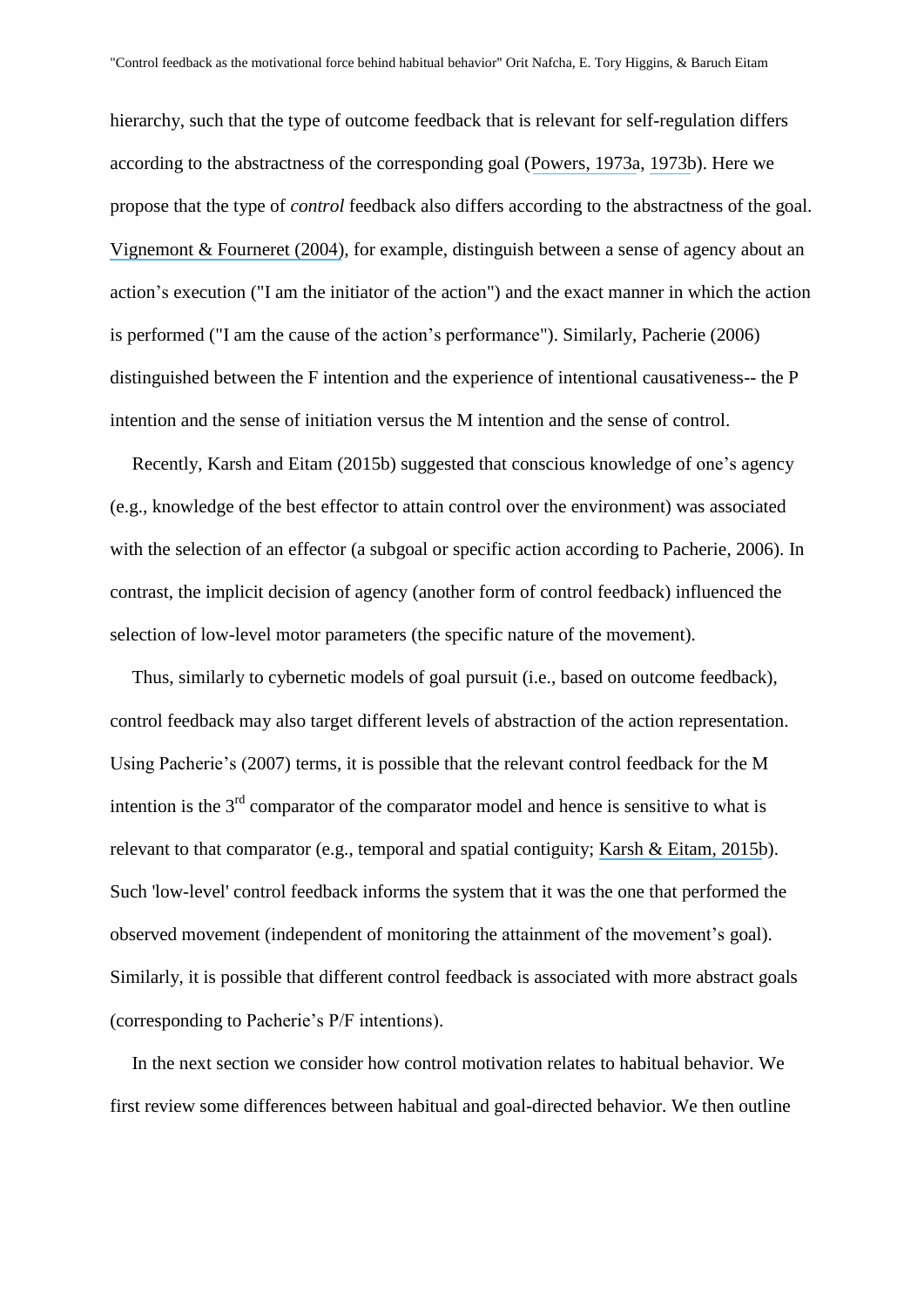hierarchy, such that the type of outcome feedback that is relevant for self-regulation differs according to the abstractness of the corresponding goal (Powers, 1973a, 1973b). Here we propose that the type of *control* feedback also differs according to the abstractness of the goal. Vignemont & Fourneret (2004), for example, distinguish between a sense of agency about an action's execution ("I am the initiator of the action") and the exact manner in which the action is performed ("I am the cause of the action's performance"). Similarly, Pacherie (2006) distinguished between the F intention and the experience of intentional causativeness-- the P intention and the sense of initiation versus the M intention and the sense of control.

Recently, Karsh and Eitam (2015b) suggested that conscious knowledge of one's agency (e.g., knowledge of the best effector to attain control over the environment) was associated with the selection of an effector (a subgoal or specific action according to Pacherie, 2006). In contrast, the implicit decision of agency (another form of control feedback) influenced the selection of low-level motor parameters (the specific nature of the movement).

Thus, similarly to cybernetic models of goal pursuit (i.e., based on outcome feedback), control feedback may also target different levels of abstraction of the action representation. Using Pacherie's (2007) terms, it is possible that the relevant control feedback for the M intention is the 3rd comparator of the comparator model and hence is sensitive to what is relevant to that comparator (e.g., temporal and spatial contiguity; Karsh & Eitam, 2015b). Such 'low-level' control feedback informs the system that it was the one that performed the observed movement (independent of monitoring the attainment of the movement's goal). Similarly, it is possible that different control feedback is associated with more abstract goals (corresponding to Pacherie's P/F intentions).

In the next section we consider how control motivation relates to habitual behavior. We first review some differences between habitual and goal-directed behavior. We then outline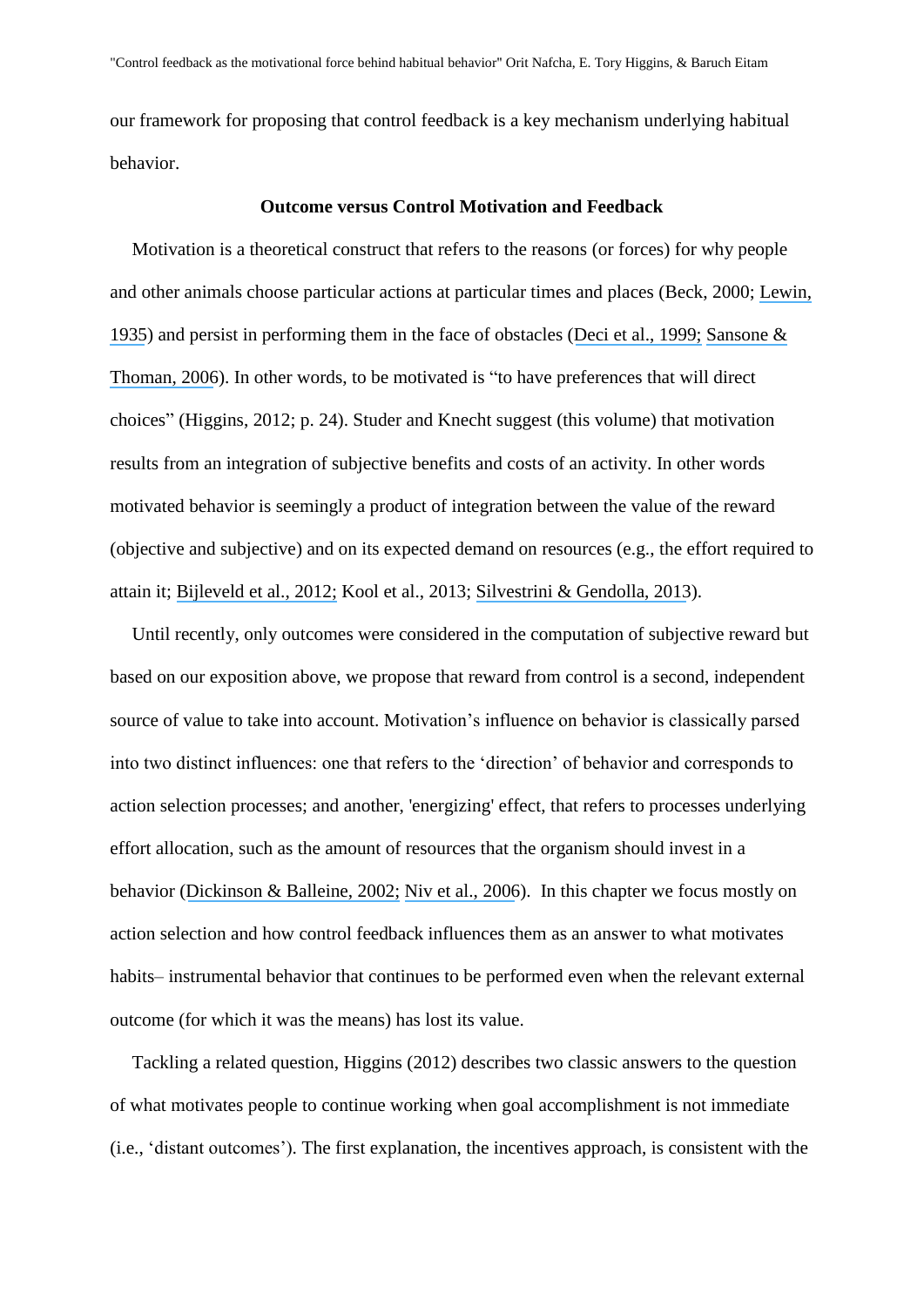our framework for proposing that control feedback is a key mechanism underlying habitual behavior.

## Outcome versus Control Motivation and Feedback

Motivation is a theoretical construct that refers to the reasons (or forces) for why people and other animals choose particular actions at particular times and places (Beck, 2000; Lewin, 1935) and persist in performing them in the face of obstacles (Deci et al., 1999; Sansone & Thoman, 2006). In other words, to be motivated is "to have preferences that will direct choices" (Higgins, 2012; p. 24). Studer and Knecht suggest (this volume) that motivation results from an integration of subjective benefits and costs of an activity. In other words motivated behavior is seemingly a product of integration between the value of the reward (objective and subjective) and on its expected demand on resources (e.g., the effort required to attain it; Bijleveld et al., 2012; Kool et al., 2013; Silvestrini & Gendolla, 2013).

Until recently, only outcomes were considered in the computation of subjective reward but based on our exposition above, we propose that reward from control is a second, independent source of value to take into account. Motivation's influence on behavior is classically parsed into two distinct influences: one that refers to the 'direction' of behavior and corresponds to action selection processes; and another, 'energizing' effect, that refers to processes underlying effort allocation, such as the amount of resources that the organism should invest in a behavior (Dickinson & Balleine, 2002; Niv et al., 2006). In this chapter we focus mostly on action selection and how control feedback influences them as an answer to what motivates habits– instrumental behavior that continues to be performed even when the relevant external outcome (for which it was the means) has lost its value.

Tackling a related question, Higgins (2012) describes two classic answers to the question of what motivates people to continue working when goal accomplishment is not immediate (i.e., 'distant outcomes'). The first explanation, the incentives approach, is consistent with the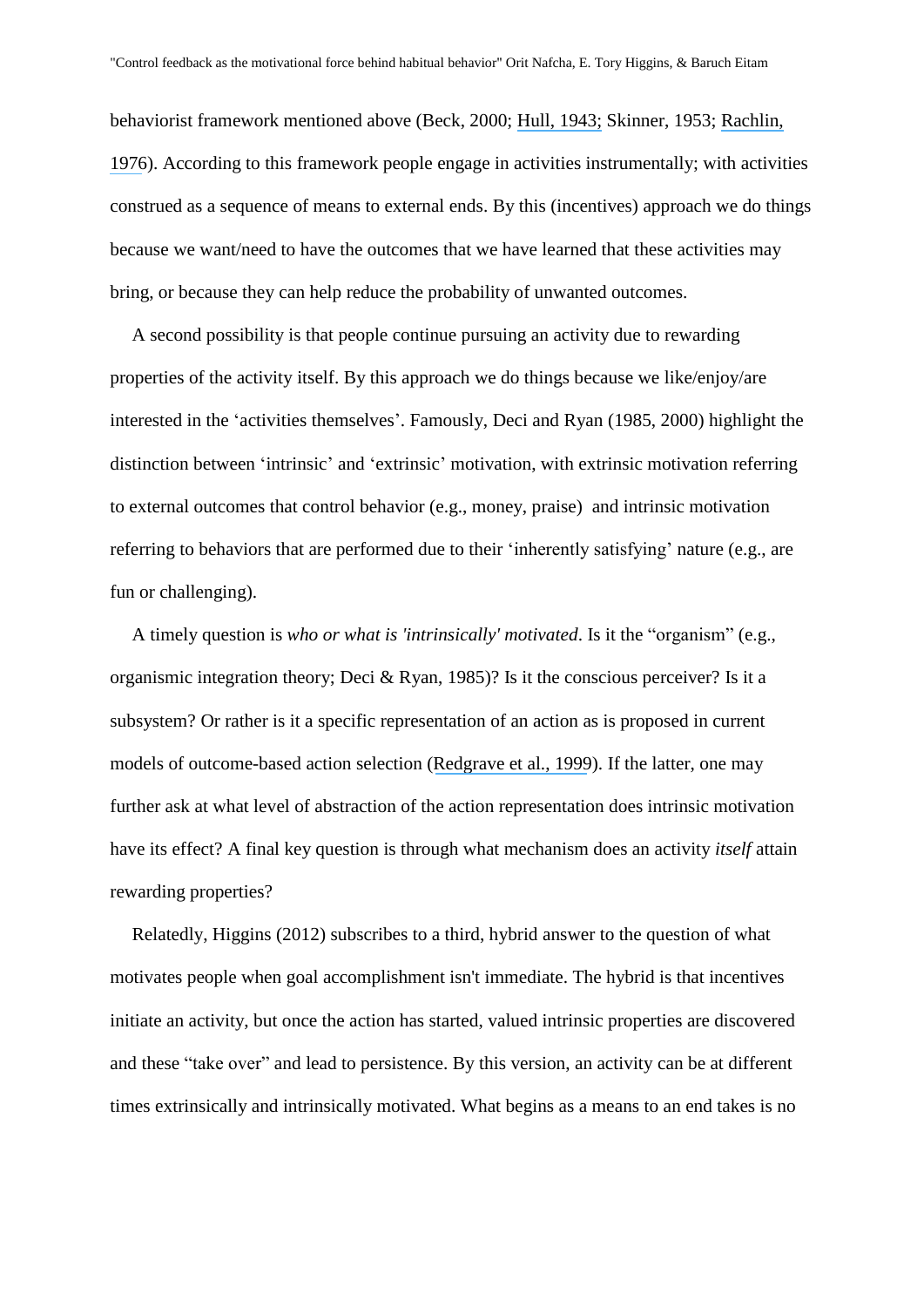behaviorist framework mentioned above (Beck, 2000; Hull, 1943; Skinner, 1953; Rachlin, 1976). According to this framework people engage in activities instrumentally; with activities construed as a sequence of means to external ends. By this (incentives) approach we do things because we want/need to have the outcomes that we have learned that these activities may bring, or because they can help reduce the probability of unwanted outcomes.

A second possibility is that people continue pursuing an activity due to rewarding properties of the activity itself. By this approach we do things because we like/enjoy/are interested in the 'activities themselves'. Famously, Deci and Ryan (1985, 2000) highlight the distinction between 'intrinsic' and 'extrinsic' motivation, with extrinsic motivation referring to external outcomes that control behavior (e.g., money, praise) and intrinsic motivation referring to behaviors that are performed due to their 'inherently satisfying' nature (e.g., are fun or challenging).

A timely question is *who or what is 'intrinsically' motivated*. Is it the "organism" (e.g., organismic integration theory; Deci & Ryan, 1985)? Is it the conscious perceiver? Is it a subsystem? Or rather is it a specific representation of an action as is proposed in current models of outcome-based action selection (Redgrave et al., 1999). If the latter, one may further ask at what level of abstraction of the action representation does intrinsic motivation have its effect? A final key question is through what mechanism does an activity *itself* attain rewarding properties?

Relatedly, Higgins (2012) subscribes to a third, hybrid answer to the question of what motivates people when goal accomplishment isn't immediate. The hybrid is that incentives initiate an activity, but once the action has started, valued intrinsic properties are discovered and these "take over" and lead to persistence. By this version, an activity can be at different times extrinsically and intrinsically motivated. What begins as a means to an end takes is no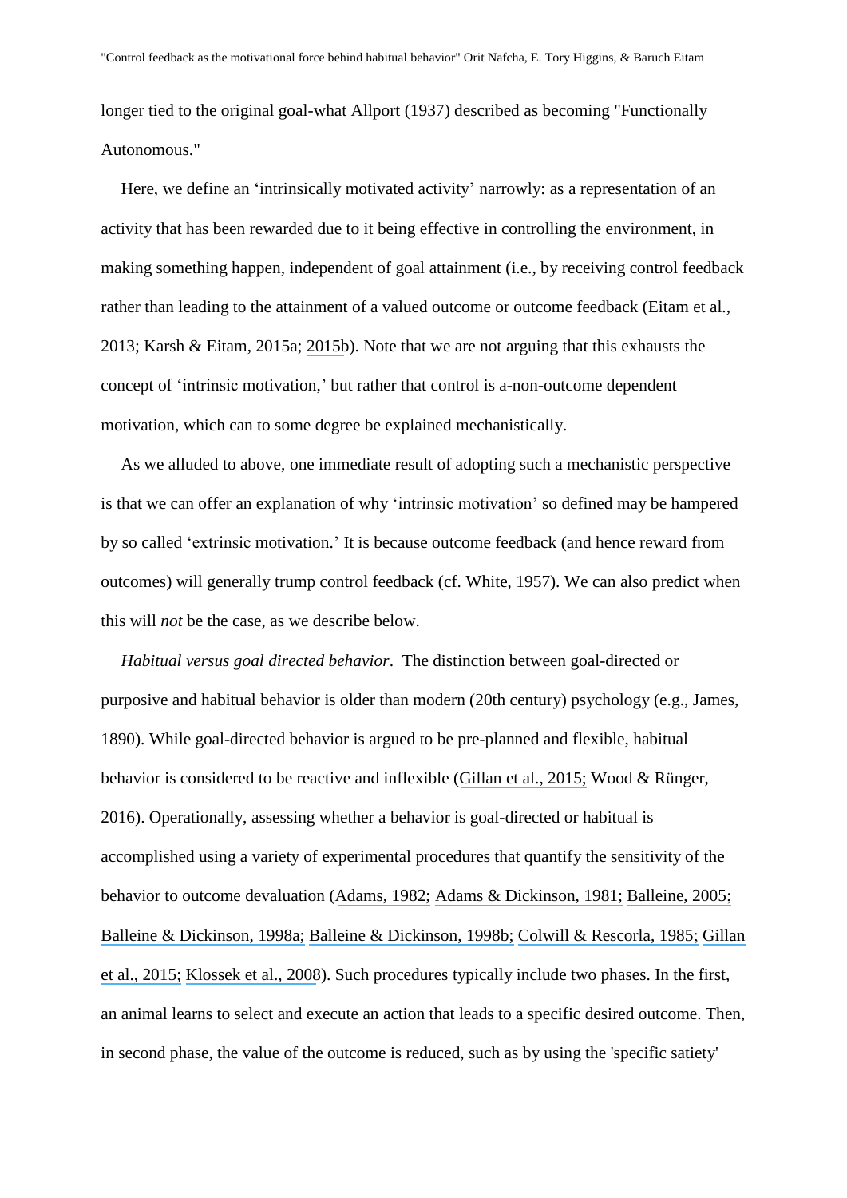longer tied to the original goal-what Allport (1937) described as becoming "Functionally Autonomous."

Here, we define an 'intrinsically motivated activity' narrowly: as a representation of an activity that has been rewarded due to it being effective in controlling the environment, in making something happen, independent of goal attainment (i.e., by receiving control feedback rather than leading to the attainment of a valued outcome or outcome feedback (Eitam et al., 2013; Karsh & Eitam, 2015a; 2015b). Note that we are not arguing that this exhausts the concept of 'intrinsic motivation,' but rather that control is a-non-outcome dependent motivation, which can to some degree be explained mechanistically.

As we alluded to above, one immediate result of adopting such a mechanistic perspective is that we can offer an explanation of why 'intrinsic motivation' so defined may be hampered by so called 'extrinsic motivation.' It is because outcome feedback (and hence reward from outcomes) will generally trump control feedback (cf. White, 1957). We can also predict when this will *not* be the case, as we describe below.

*Habitual versus goal directed behavior*. The distinction between goal-directed or purposive and habitual behavior is older than modern (20th century) psychology (e.g., James, 1890). While goal-directed behavior is argued to be pre-planned and flexible, habitual behavior is considered to be reactive and inflexible (Gillan et al., 2015; Wood & Rünger, 2016). Operationally, assessing whether a behavior is goal-directed or habitual is accomplished using a variety of experimental procedures that quantify the sensitivity of the behavior to outcome devaluation (Adams, 1982; Adams & Dickinson, 1981; Balleine, 2005; Balleine & Dickinson, 1998a; Balleine & Dickinson, 1998b; Colwill & Rescorla, 1985; Gillan et al., 2015; Klossek et al., 2008). Such procedures typically include two phases. In the first, an animal learns to select and execute an action that leads to a specific desired outcome. Then, in second phase, the value of the outcome is reduced, such as by using the 'specific satiety'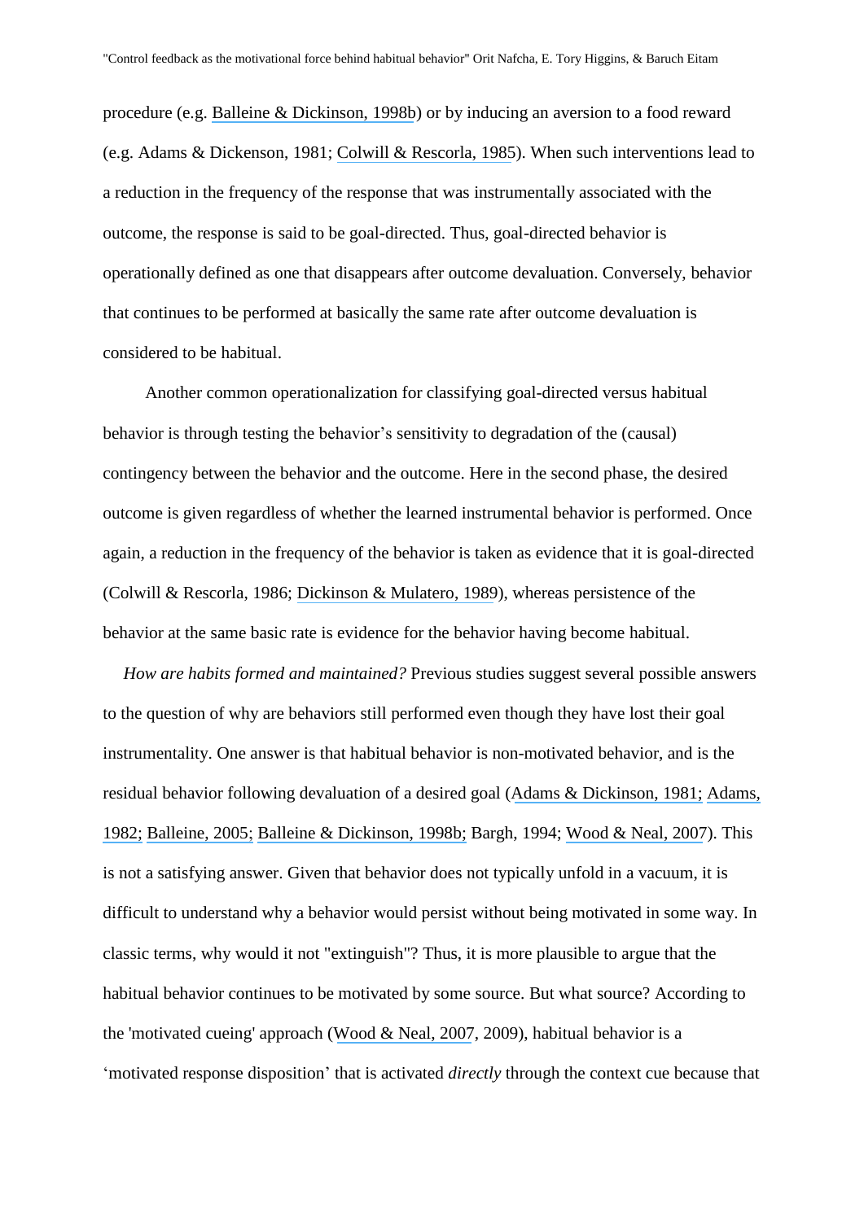procedure (e.g. Balleine & Dickinson, 1998b) or by inducing an aversion to a food reward (e.g. Adams & Dickenson, 1981; Colwill & Rescorla, 1985). When such interventions lead to a reduction in the frequency of the response that was instrumentally associated with the outcome, the response is said to be goal-directed. Thus, goal-directed behavior is operationally defined as one that disappears after outcome devaluation. Conversely, behavior that continues to be performed at basically the same rate after outcome devaluation is considered to be habitual.

Another common operationalization for classifying goal-directed versus habitual behavior is through testing the behavior's sensitivity to degradation of the (causal) contingency between the behavior and the outcome. Here in the second phase, the desired outcome is given regardless of whether the learned instrumental behavior is performed. Once again, a reduction in the frequency of the behavior is taken as evidence that it is goal-directed (Colwill & Rescorla, 1986; Dickinson & Mulatero, 1989), whereas persistence of the behavior at the same basic rate is evidence for the behavior having become habitual.

*How are habits formed and maintained?* Previous studies suggest several possible answers to the question of why are behaviors still performed even though they have lost their goal instrumentality. One answer is that habitual behavior is non-motivated behavior, and is the residual behavior following devaluation of a desired goal (Adams & Dickinson, 1981; Adams, 1982; Balleine, 2005; Balleine & Dickinson, 1998b; Bargh, 1994; Wood & Neal, 2007). This is not a satisfying answer. Given that behavior does not typically unfold in a vacuum, it is difficult to understand why a behavior would persist without being motivated in some way. In classic terms, why would it not "extinguish"? Thus, it is more plausible to argue that the habitual behavior continues to be motivated by some source. But what source? According to the 'motivated cueing' approach (Wood & Neal, 2007, 2009), habitual behavior is a 'motivated response disposition' that is activated *directly* through the context cue because that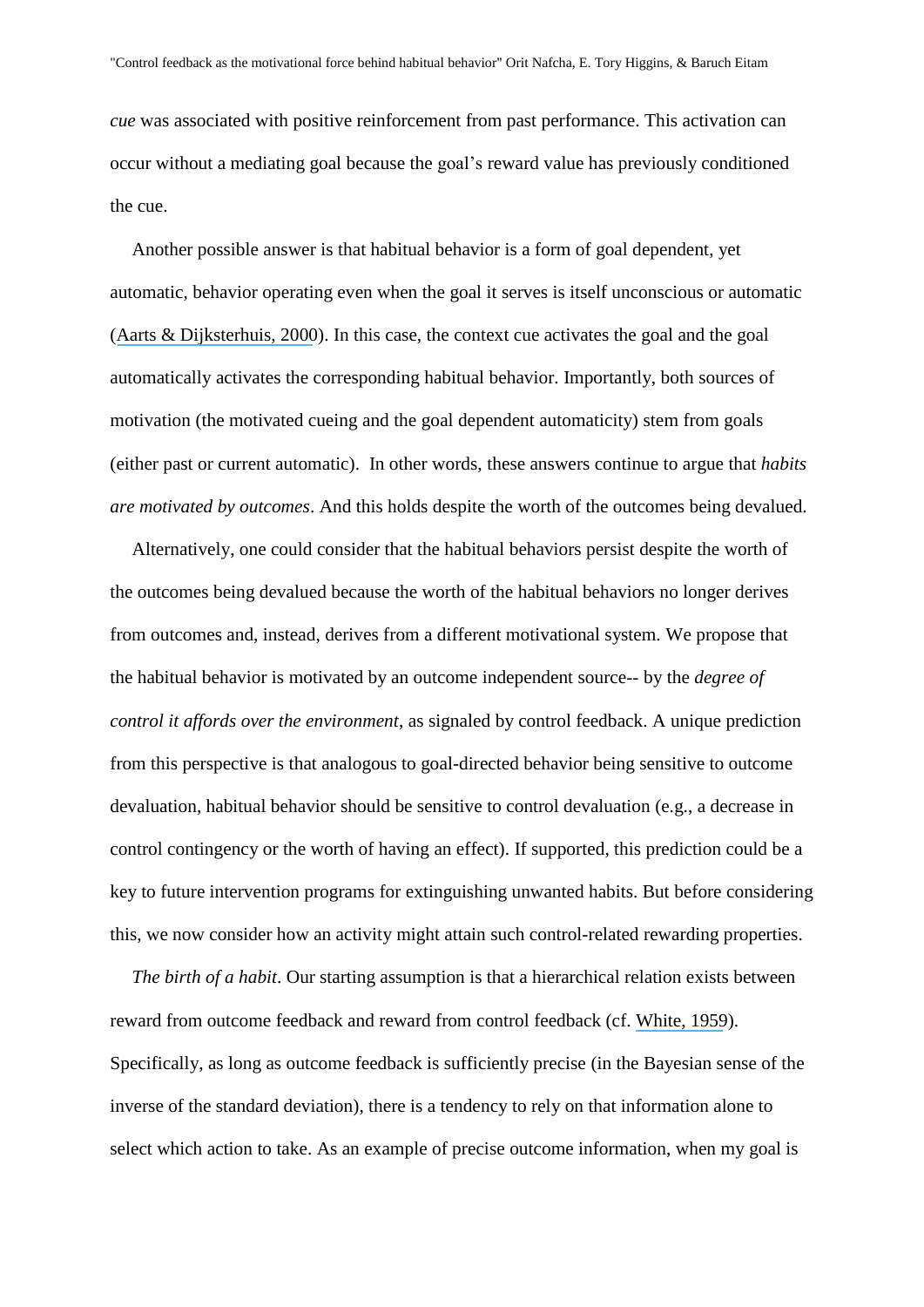*cue* was associated with positive reinforcement from past performance. This activation can occur without a mediating goal because the goal's reward value has previously conditioned the cue.

Another possible answer is that habitual behavior is a form of goal dependent, yet automatic, behavior operating even when the goal it serves is itself unconscious or automatic (Aarts & Dijksterhuis, 2000). In this case, the context cue activates the goal and the goal automatically activates the corresponding habitual behavior. Importantly, both sources of motivation (the motivated cueing and the goal dependent automaticity) stem from goals (either past or current automatic). In other words, these answers continue to argue that *habits are motivated by outcomes*. And this holds despite the worth of the outcomes being devalued.

Alternatively, one could consider that the habitual behaviors persist despite the worth of the outcomes being devalued because the worth of the habitual behaviors no longer derives from outcomes and, instead, derives from a different motivational system. We propose that the habitual behavior is motivated by an outcome independent source-- by the *degree of control it affords over the environment*, as signaled by control feedback. A unique prediction from this perspective is that analogous to goal-directed behavior being sensitive to outcome devaluation, habitual behavior should be sensitive to control devaluation (e.g., a decrease in control contingency or the worth of having an effect). If supported, this prediction could be a key to future intervention programs for extinguishing unwanted habits. But before considering this, we now consider how an activity might attain such control-related rewarding properties.

*The birth of a habit*. Our starting assumption is that a hierarchical relation exists between reward from outcome feedback and reward from control feedback (cf. White, 1959). Specifically, as long as outcome feedback is sufficiently precise (in the Bayesian sense of the inverse of the standard deviation), there is a tendency to rely on that information alone to select which action to take. As an example of precise outcome information, when my goal is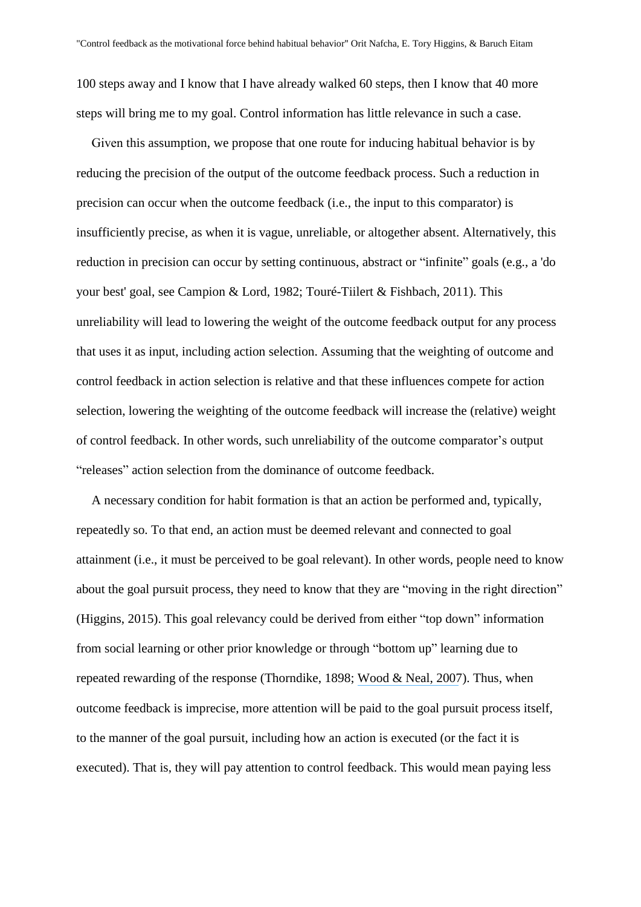100 steps away and I know that I have already walked 60 steps, then I know that 40 more steps will bring me to my goal. Control information has little relevance in such a case.

Given this assumption, we propose that one route for inducing habitual behavior is by reducing the precision of the output of the outcome feedback process. Such a reduction in precision can occur when the outcome feedback (i.e., the input to this comparator) is insufficiently precise, as when it is vague, unreliable, or altogether absent. Alternatively, this reduction in precision can occur by setting continuous, abstract or "infinite" goals (e.g., a 'do your best' goal, see Campion & Lord, 1982; Touré-Tiilert & Fishbach, 2011). This unreliability will lead to lowering the weight of the outcome feedback output for any process that uses it as input, including action selection. Assuming that the weighting of outcome and control feedback in action selection is relative and that these influences compete for action selection, lowering the weighting of the outcome feedback will increase the (relative) weight of control feedback. In other words, such unreliability of the outcome comparator's output "releases" action selection from the dominance of outcome feedback.

A necessary condition for habit formation is that an action be performed and, typically, repeatedly so. To that end, an action must be deemed relevant and connected to goal attainment (i.e., it must be perceived to be goal relevant). In other words, people need to know about the goal pursuit process, they need to know that they are "moving in the right direction" (Higgins, 2015). This goal relevancy could be derived from either "top down" information from social learning or other prior knowledge or through "bottom up" learning due to repeated rewarding of the response (Thorndike, 1898; Wood & Neal, 2007). Thus, when outcome feedback is imprecise, more attention will be paid to the goal pursuit process itself, to the manner of the goal pursuit, including how an action is executed (or the fact it is executed). That is, they will pay attention to control feedback. This would mean paying less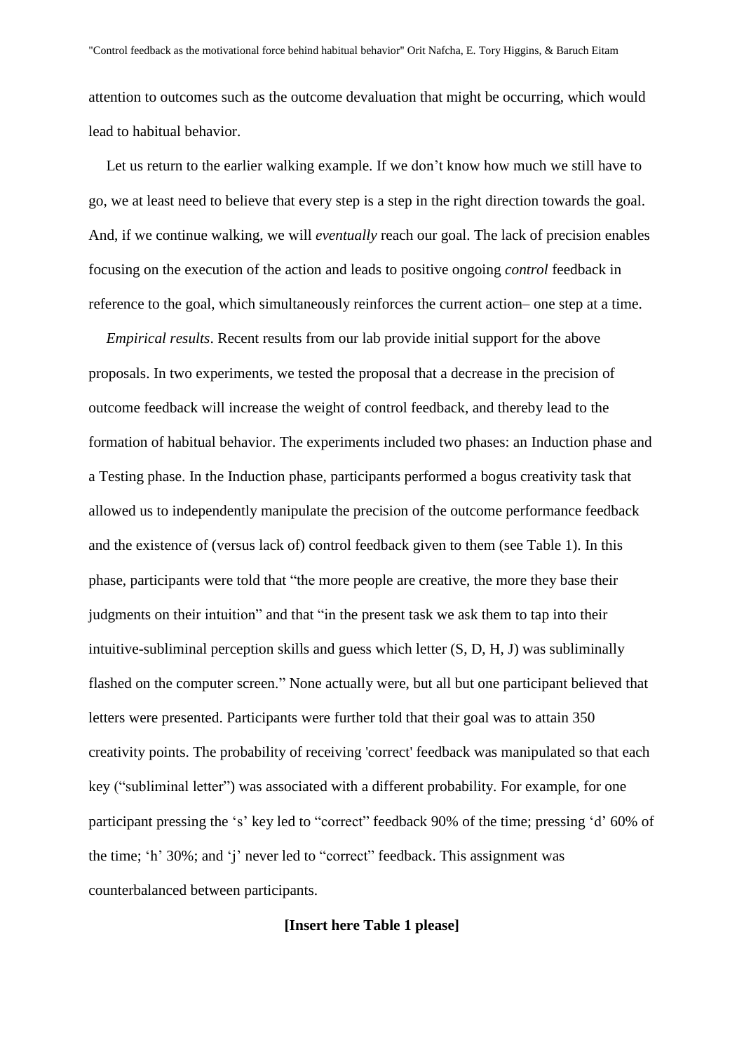attention to outcomes such as the outcome devaluation that might be occurring, which would lead to habitual behavior.

Let us return to the earlier walking example. If we don't know how much we still have to go, we at least need to believe that every step is a step in the right direction towards the goal. And, if we continue walking, we will *eventually* reach our goal. The lack of precision enables focusing on the execution of the action and leads to positive ongoing *control* feedback in reference to the goal, which simultaneously reinforces the current action– one step at a time.

*Empirical results*. Recent results from our lab provide initial support for the above proposals. In two experiments, we tested the proposal that a decrease in the precision of outcome feedback will increase the weight of control feedback, and thereby lead to the formation of habitual behavior. The experiments included two phases: an Induction phase and a Testing phase. In the Induction phase, participants performed a bogus creativity task that allowed us to independently manipulate the precision of the outcome performance feedback and the existence of (versus lack of) control feedback given to them (see Table 1). In this phase, participants were told that "the more people are creative, the more they base their judgments on their intuition" and that "in the present task we ask them to tap into their intuitive-subliminal perception skills and guess which letter (S, D, H, J) was subliminally flashed on the computer screen." None actually were, but all but one participant believed that letters were presented. Participants were further told that their goal was to attain 350 creativity points. The probability of receiving 'correct' feedback was manipulated so that each key ("subliminal letter") was associated with a different probability. For example, for one participant pressing the 's' key led to "correct" feedback 90% of the time; pressing 'd' 60% of the time; 'h' 30%; and 'j' never led to "correct" feedback. This assignment was counterbalanced between participants.

**[Insert here Table 1 please]**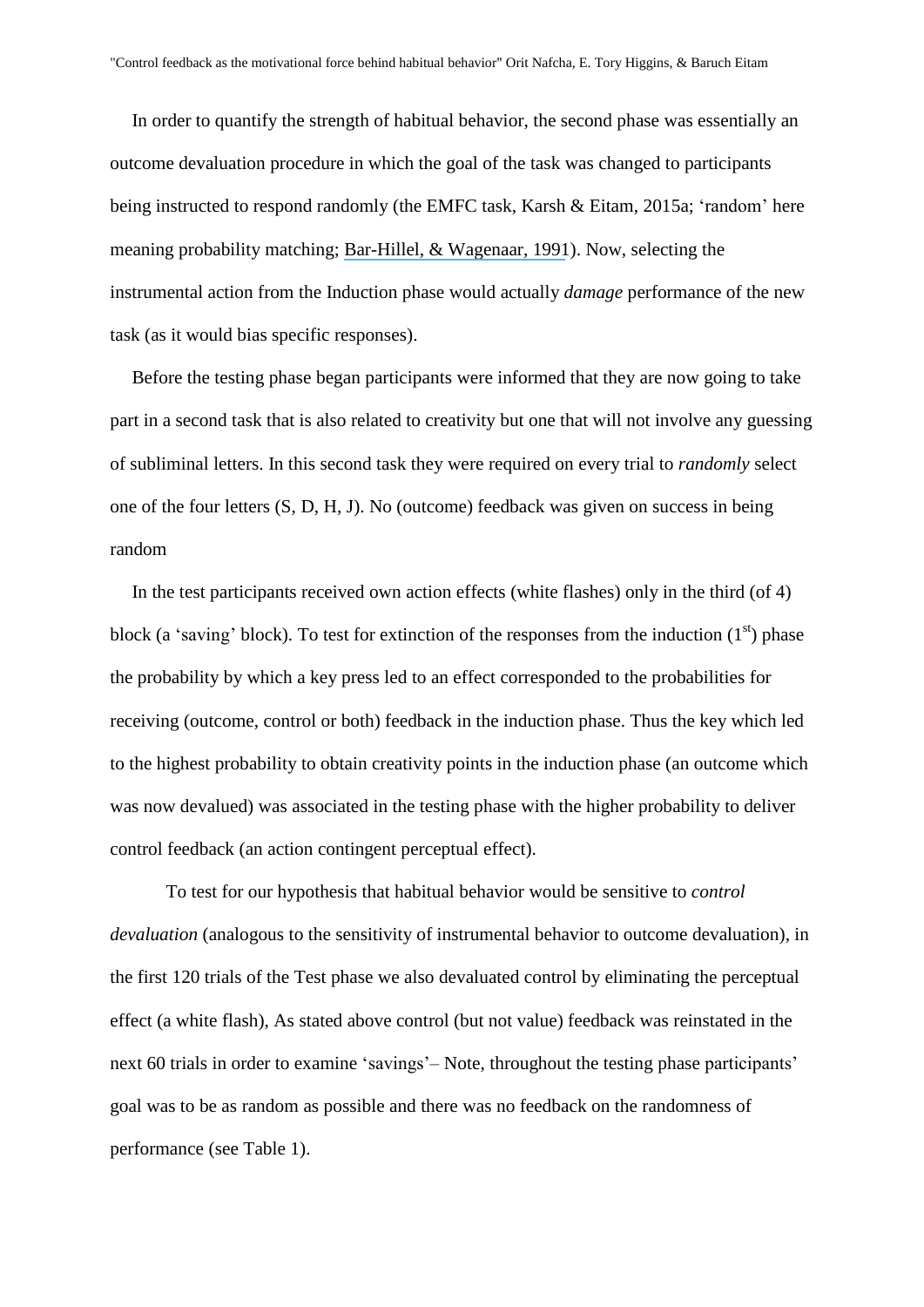In order to quantify the strength of habitual behavior, the second phase was essentially an outcome devaluation procedure in which the goal of the task was changed to participants being instructed to respond randomly (the EMFC task, Karsh & Eitam, 2015a; 'random' here meaning probability matching; Bar-Hillel, & Wagenaar, 1991). Now, selecting the instrumental action from the Induction phase would actually *damage* performance of the new task (as it would bias specific responses).

Before the testing phase began participants were informed that they are now going to take part in a second task that is also related to creativity but one that will not involve any guessing of subliminal letters. In this second task they were required on every trial to *randomly* select one of the four letters (S, D, H, J). No (outcome) feedback was given on success in being random

In the test participants received own action effects (white flashes) only in the third (of 4) block (a 'saving' block). To test for extinction of the responses from the induction (1st) phase the probability by which a key press led to an effect corresponded to the probabilities for receiving (outcome, control or both) feedback in the induction phase. Thus the key which led to the highest probability to obtain creativity points in the induction phase (an outcome which was now devalued) was associated in the testing phase with the higher probability to deliver control feedback (an action contingent perceptual effect).

To test for our hypothesis that habitual behavior would be sensitive to *control devaluation* (analogous to the sensitivity of instrumental behavior to outcome devaluation), in the first 120 trials of the Test phase we also devaluated control by eliminating the perceptual effect (a white flash), As stated above control (but not value) feedback was reinstated in the next 60 trials in order to examine 'savings'– Note, throughout the testing phase participants' goal was to be as random as possible and there was no feedback on the randomness of performance (see Table 1).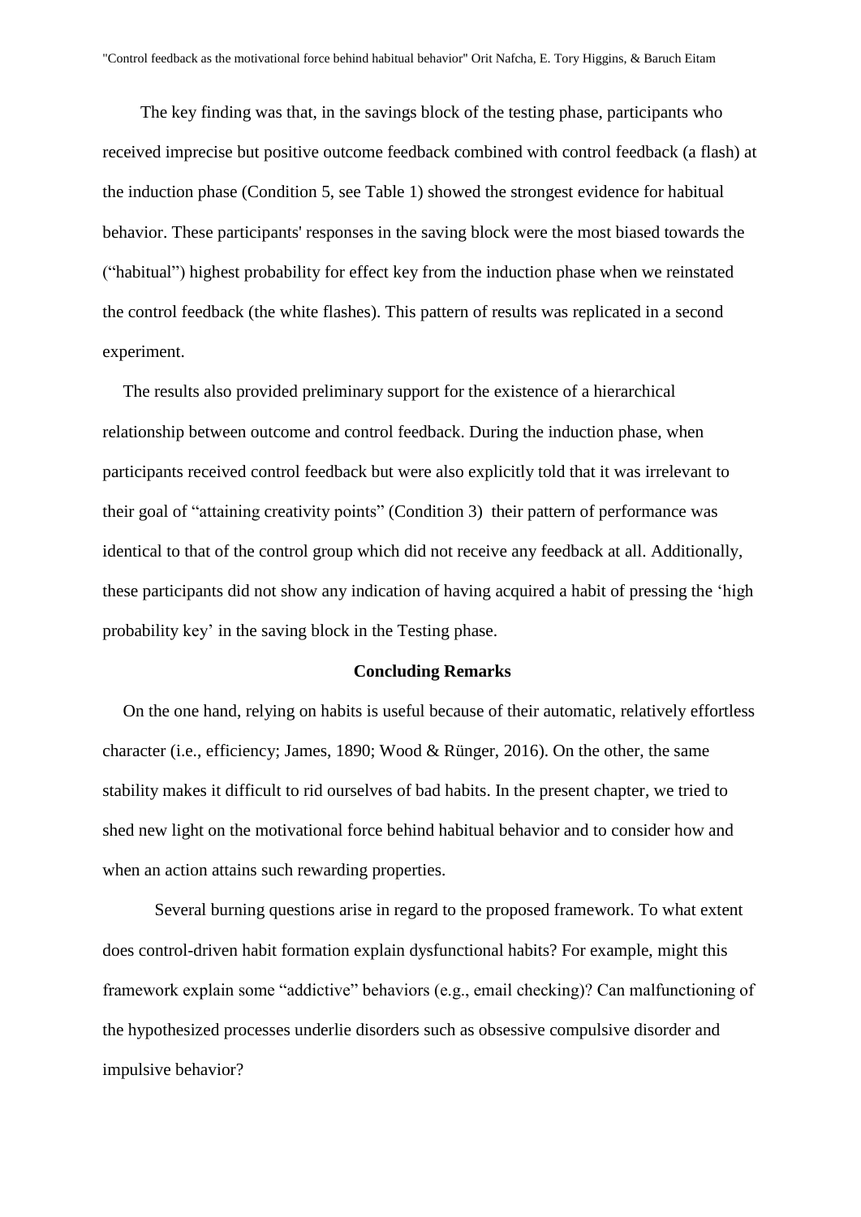The key finding was that, in the savings block of the testing phase, participants who received imprecise but positive outcome feedback combined with control feedback (a flash) at the induction phase (Condition 5, see Table 1) showed the strongest evidence for habitual behavior. These participants' responses in the saving block were the most biased towards the ("habitual") highest probability for effect key from the induction phase when we reinstated the control feedback (the white flashes). This pattern of results was replicated in a second experiment.

The results also provided preliminary support for the existence of a hierarchical relationship between outcome and control feedback. During the induction phase, when participants received control feedback but were also explicitly told that it was irrelevant to their goal of "attaining creativity points" (Condition 3) their pattern of performance was identical to that of the control group which did not receive any feedback at all. Additionally, these participants did not show any indication of having acquired a habit of pressing the 'high probability key' in the saving block in the Testing phase.

### Concluding Remarks

On the one hand, relying on habits is useful because of their automatic, relatively effortless character (i.e., efficiency; James, 1890; Wood & Rünger, 2016). On the other, the same stability makes it difficult to rid ourselves of bad habits. In the present chapter, we tried to shed new light on the motivational force behind habitual behavior and to consider how and when an action attains such rewarding properties.

Several burning questions arise in regard to the proposed framework. To what extent does control-driven habit formation explain dysfunctional habits? For example, might this framework explain some "addictive" behaviors (e.g., email checking)? Can malfunctioning of the hypothesized processes underlie disorders such as obsessive compulsive disorder and impulsive behavior?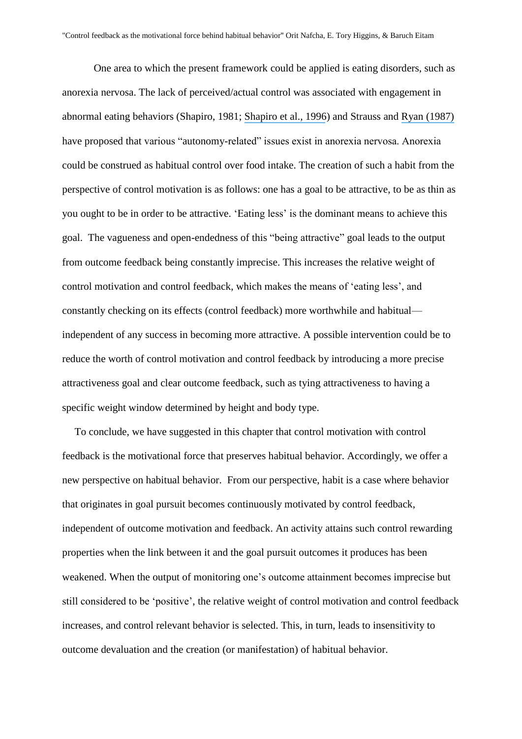One area to which the present framework could be applied is eating disorders, such as anorexia nervosa. The lack of perceived/actual control was associated with engagement in abnormal eating behaviors (Shapiro, 1981; Shapiro et al., 1996) and Strauss and Ryan (1987) have proposed that various "autonomy-related" issues exist in anorexia nervosa. Anorexia could be construed as habitual control over food intake. The creation of such a habit from the perspective of control motivation is as follows: one has a goal to be attractive, to be as thin as you ought to be in order to be attractive. 'Eating less' is the dominant means to achieve this goal. The vagueness and open-endedness of this "being attractive" goal leads to the output from outcome feedback being constantly imprecise. This increases the relative weight of control motivation and control feedback, which makes the means of 'eating less', and constantly checking on its effects (control feedback) more worthwhile and habitual—independent of any success in becoming more attractive. A possible intervention could be to reduce the worth of control motivation and control feedback by introducing a more precise attractiveness goal and clear outcome feedback, such as tying attractiveness to having a specific weight window determined by height and body type.

To conclude, we have suggested in this chapter that control motivation with control feedback is the motivational force that preserves habitual behavior. Accordingly, we offer a new perspective on habitual behavior. From our perspective, habit is a case where behavior that originates in goal pursuit becomes continuously motivated by control feedback, independent of outcome motivation and feedback. An activity attains such control rewarding properties when the link between it and the goal pursuit outcomes it produces has been weakened. When the output of monitoring one's outcome attainment becomes imprecise but still considered to be 'positive', the relative weight of control motivation and control feedback increases, and control relevant behavior is selected. This, in turn, leads to insensitivity to outcome devaluation and the creation (or manifestation) of habitual behavior.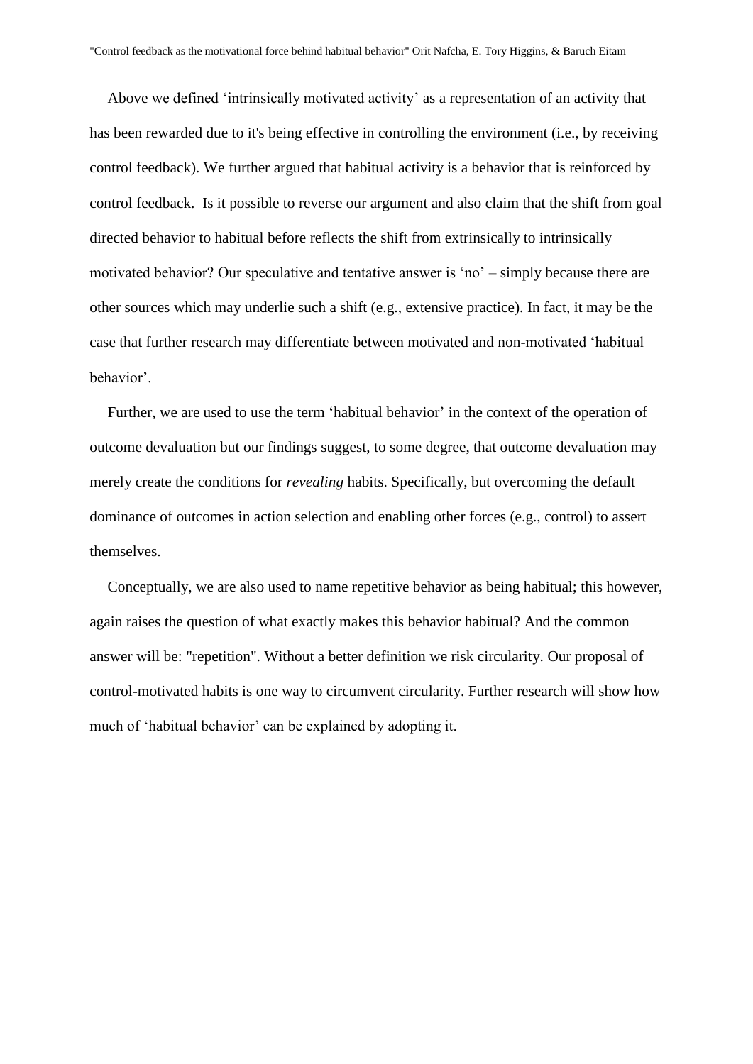Above we defined 'intrinsically motivated activity' as a representation of an activity that has been rewarded due to it's being effective in controlling the environment (i.e., by receiving control feedback). We further argued that habitual activity is a behavior that is reinforced by control feedback. Is it possible to reverse our argument and also claim that the shift from goal directed behavior to habitual before reflects the shift from extrinsically to intrinsically motivated behavior? Our speculative and tentative answer is 'no' – simply because there are other sources which may underlie such a shift (e.g., extensive practice). In fact, it may be the case that further research may differentiate between motivated and non-motivated 'habitual behavior'.

Further, we are used to use the term 'habitual behavior' in the context of the operation of outcome devaluation but our findings suggest, to some degree, that outcome devaluation may merely create the conditions for *revealing* habits. Specifically, but overcoming the default dominance of outcomes in action selection and enabling other forces (e.g., control) to assert themselves.

Conceptually, we are also used to name repetitive behavior as being habitual; this however, again raises the question of what exactly makes this behavior habitual? And the common answer will be: "repetition". Without a better definition we risk circularity. Our proposal of control-motivated habits is one way to circumvent circularity. Further research will show how much of 'habitual behavior' can be explained by adopting it.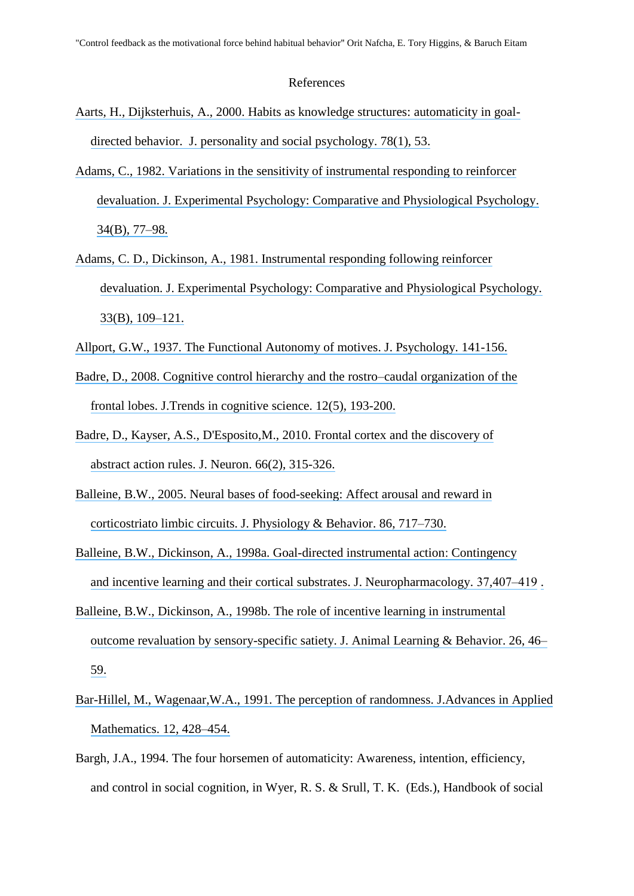# References

Aarts, H., Dijksterhuis, A., 2000. Habits as knowledge structures: automaticity in goal-directed behavior. J. personality and social psychology. 78(1), 53.

Adams, C., 1982. Variations in the sensitivity of instrumental responding to reinforcer devaluation. J. Experimental Psychology: Comparative and Physiological Psychology. 34(B), 77–98.

Adams, C. D., Dickinson, A., 1981. Instrumental responding following reinforcer devaluation. J. Experimental Psychology: Comparative and Physiological Psychology. 33(B), 109–121.

Allport, G.W., 1937. The Functional Autonomy of motives. J. Psychology. 141-156.

Badre, D., 2008. Cognitive control hierarchy and the rostro–caudal organization of the frontal lobes. J.Trends in cognitive science. 12(5), 193-200.

Badre, D., Kayser, A.S., D'Esposito,M., 2010. Frontal cortex and the discovery of abstract action rules. J. Neuron. 66(2), 315-326.

Balleine, B.W., 2005. Neural bases of food-seeking: Affect arousal and reward in corticostriato limbic circuits. J. Physiology & Behavior. 86, 717–730.

Balleine, B.W., Dickinson, A., 1998a. Goal-directed instrumental action: Contingency and incentive learning and their cortical substrates. J. Neuropharmacology. 37,407–419 .

Balleine, B.W., Dickinson, A., 1998b. The role of incentive learning in instrumental outcome revaluation by sensory-specific satiety. J. Animal Learning & Behavior. 26, 46–59.

Bar-Hillel, M., Wagenaar,W.A., 1991. The perception of randomness. J.Advances in Applied Mathematics. 12, 428–454.

Bargh, J.A., 1994. The four horsemen of automaticity: Awareness, intention, efficiency, and control in social cognition, in Wyer, R. S. & Srull, T. K. (Eds.), Handbook of social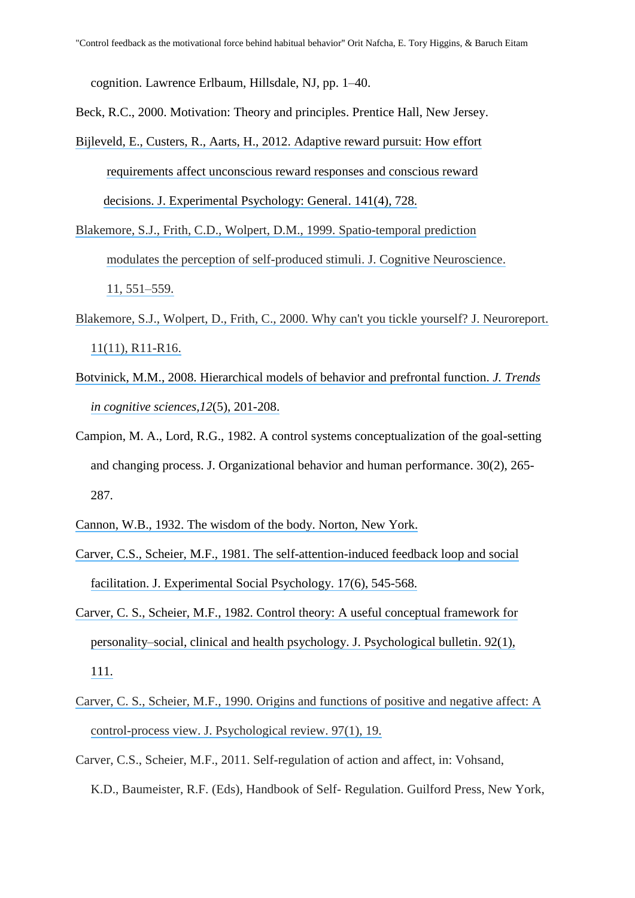cognition. Lawrence Erlbaum, Hillsdale, NJ, pp. 1–40.

Beck, R.C., 2000. Motivation: Theory and principles. Prentice Hall, New Jersey.

Bijleveld, E., Custers, R., Aarts, H., 2012. Adaptive reward pursuit: How effort requirements affect unconscious reward responses and conscious reward decisions. J. Experimental Psychology: General. 141(4), 728.

Blakemore, S.J., Frith, C.D., Wolpert, D.M., 1999. Spatio-temporal prediction modulates the perception of self-produced stimuli. J. Cognitive Neuroscience. 11, 551–559.

Blakemore, S.J., Wolpert, D., Frith, C., 2000. Why can't you tickle yourself? J. Neuroreport. 11(11), R11-R16.

Botvinick, M.M., 2008. Hierarchical models of behavior and prefrontal function. *J. Trends in cognitive sciences*,*12*(5), 201-208.

Campion, M. A., Lord, R.G., 1982. A control systems conceptualization of the goal-setting and changing process. J. Organizational behavior and human performance. 30(2), 265-287.

Cannon, W.B., 1932. The wisdom of the body. Norton, New York.

Carver, C.S., Scheier, M.F., 1981. The self-attention-induced feedback loop and social facilitation. J. Experimental Social Psychology. 17(6), 545-568.

Carver, C. S., Scheier, M.F., 1982. Control theory: A useful conceptual framework for personality–social, clinical and health psychology. J. Psychological bulletin. 92(1), 111.

Carver, C. S., Scheier, M.F., 1990. Origins and functions of positive and negative affect: A control-process view. J. Psychological review. 97(1), 19.

Carver, C.S., Scheier, M.F., 2011. Self-regulation of action and affect, in: Vohsand, K.D., Baumeister, R.F. (Eds), Handbook of Self- Regulation. Guilford Press, New York,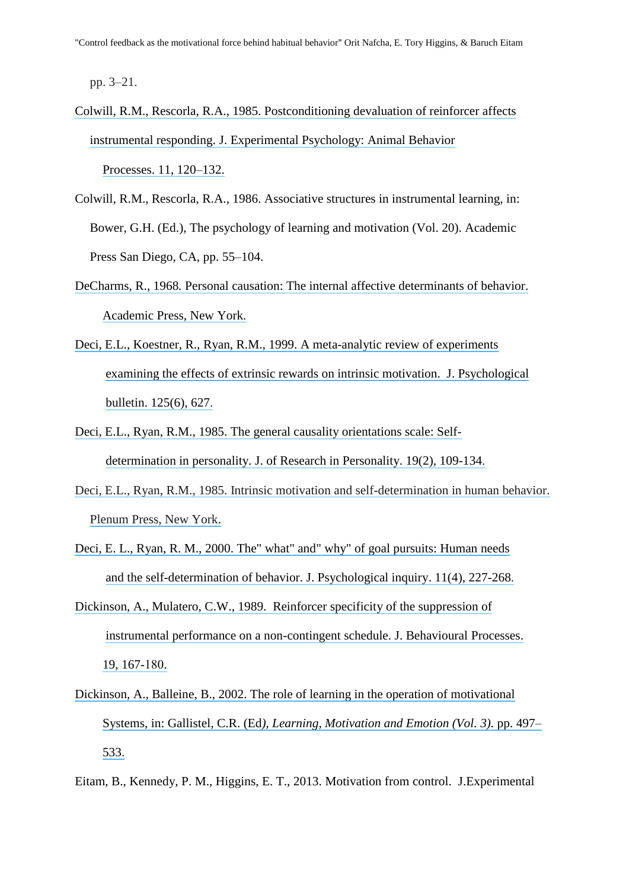pp. 3–21.

Colwill, R.M., Rescorla, R.A., 1985. Postconditioning devaluation of reinforcer affects instrumental responding. J. Experimental Psychology: Animal Behavior Processes. 11, 120–132.

Colwill, R.M., Rescorla, R.A., 1986. Associative structures in instrumental learning, in: Bower, G.H. (Ed.), The psychology of learning and motivation (Vol. 20). Academic Press San Diego, CA, pp. 55–104.

DeCharms, R., 1968. Personal causation: The internal affective determinants of behavior. Academic Press, New York.

Deci, E.L., Koestner, R., Ryan, R.M., 1999. A meta-analytic review of experiments examining the effects of extrinsic rewards on intrinsic motivation. J. Psychological bulletin. 125(6), 627.

Deci, E.L., Ryan, R.M., 1985. The general causality orientations scale: Self-determination in personality. J. of Research in Personality. 19(2), 109-134.

Deci, E.L., Ryan, R.M., 1985. Intrinsic motivation and self-determination in human behavior. Plenum Press, New York.

Deci, E. L., Ryan, R. M., 2000. The" what" and" why" of goal pursuits: Human needs and the self-determination of behavior. J. Psychological inquiry. 11(4), 227-268.

Dickinson, A., Mulatero, C.W., 1989. Reinforcer specificity of the suppression of instrumental performance on a non-contingent schedule. J. Behavioural Processes. 19, 167-180.

Dickinson, A., Balleine, B., 2002. The role of learning in the operation of motivational Systems, in: Gallistel, C.R. (Ed*), Learning, Motivation and Emotion (Vol. 3).* pp. 497–533.

Eitam, B., Kennedy, P. M., Higgins, E. T., 2013. Motivation from control. J.Experimental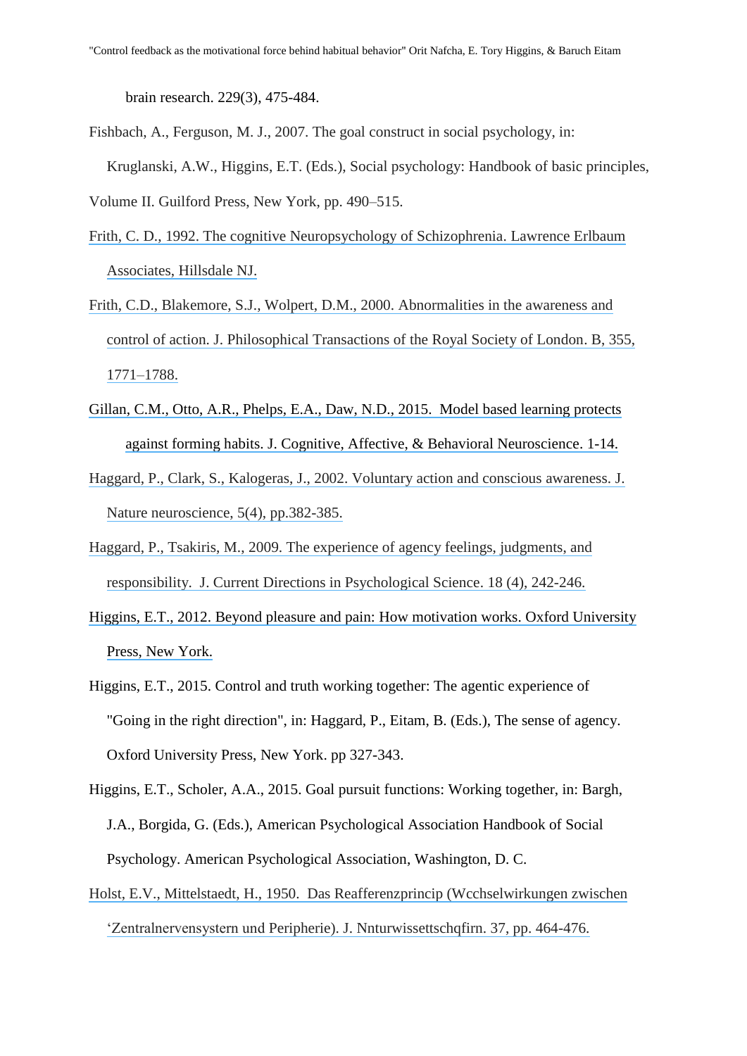brain research. 229(3), 475-484.

Fishbach, A., Ferguson, M. J., 2007. The goal construct in social psychology, in: Kruglanski, A.W., Higgins, E.T. (Eds.), Social psychology: Handbook of basic principles, Volume II. Guilford Press, New York, pp. 490–515.

Frith, C. D., 1992. The cognitive Neuropsychology of Schizophrenia. Lawrence Erlbaum Associates, Hillsdale NJ.

Frith, C.D., Blakemore, S.J., Wolpert, D.M., 2000. Abnormalities in the awareness and control of action. J. Philosophical Transactions of the Royal Society of London. B, 355, 1771–1788.

Gillan, C.M., Otto, A.R., Phelps, E.A., Daw, N.D., 2015. Model based learning protects against forming habits. J. Cognitive, Affective, & Behavioral Neuroscience. 1-14.

Haggard, P., Clark, S., Kalogeras, J., 2002. Voluntary action and conscious awareness. J. Nature neuroscience, 5(4), pp.382-385.

Haggard, P., Tsakiris, M., 2009. The experience of agency feelings, judgments, and responsibility. J. Current Directions in Psychological Science. 18 (4), 242-246.

Higgins, E.T., 2012. Beyond pleasure and pain: How motivation works. Oxford University Press, New York.

Higgins, E.T., 2015. Control and truth working together: The agentic experience of "Going in the right direction", in: Haggard, P., Eitam, B. (Eds.), The sense of agency. Oxford University Press, New York. pp 327-343.

Higgins, E.T., Scholer, A.A., 2015. Goal pursuit functions: Working together, in: Bargh, J.A., Borgida, G. (Eds.), American Psychological Association Handbook of Social Psychology. American Psychological Association, Washington, D. C.

Holst, E.V., Mittelstaedt, H., 1950. Das Reafferenzprincip (Wcchselwirkungen zwischen ‘Zentralnervensystern und Peripherie). J. Nnturwissettschqfirn. 37, pp. 464-476.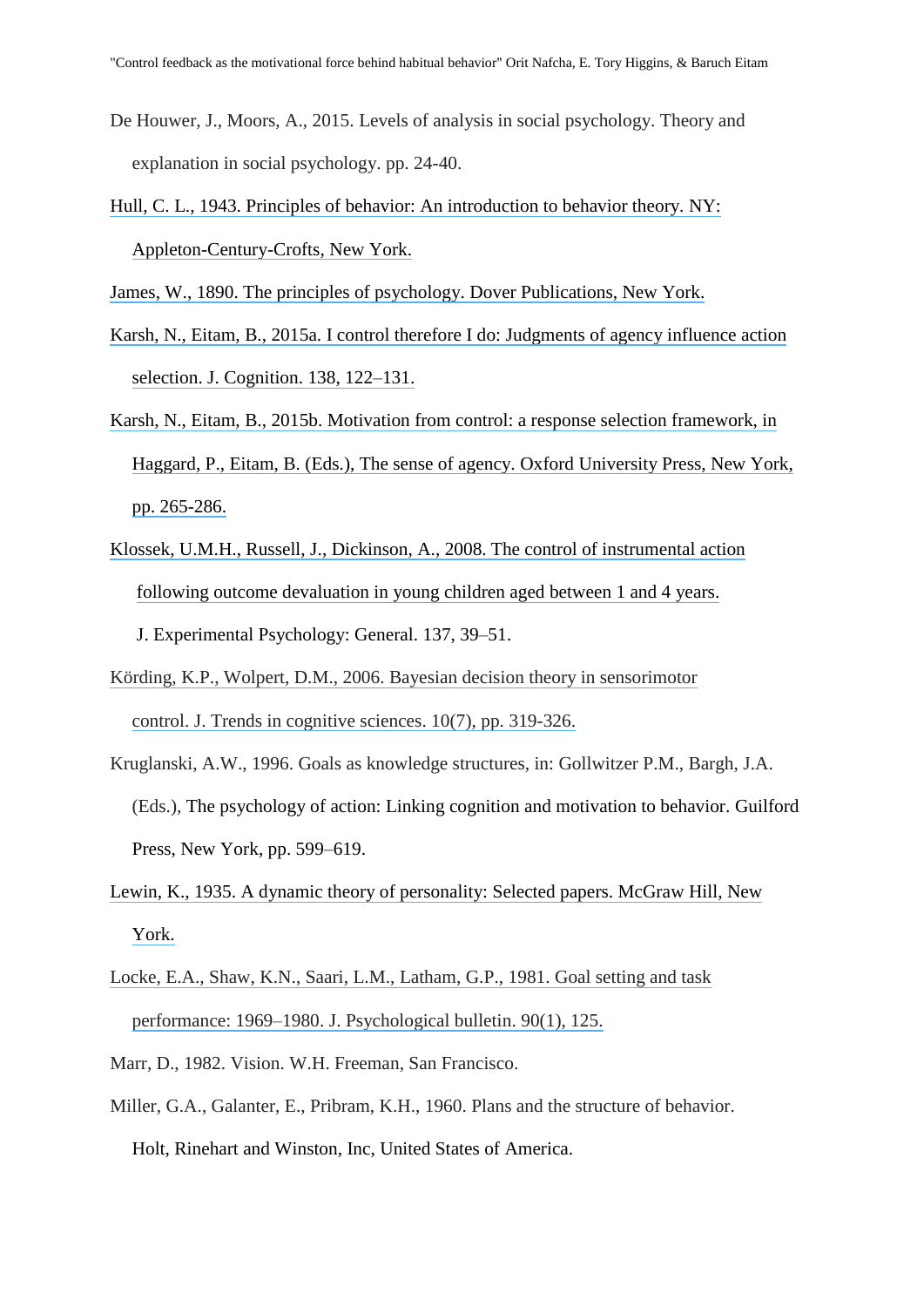De Houwer, J., Moors, A., 2015. Levels of analysis in social psychology. Theory and explanation in social psychology. pp. 24-40.

Hull, C. L., 1943. Principles of behavior: An introduction to behavior theory. NY: Appleton-Century-Crofts, New York.

James, W., 1890. The principles of psychology. Dover Publications, New York.

Karsh, N., Eitam, B., 2015a. I control therefore I do: Judgments of agency influence action selection. J. Cognition. 138, 122–131.

Karsh, N., Eitam, B., 2015b. Motivation from control: a response selection framework, in Haggard, P., Eitam, B. (Eds.), The sense of agency. Oxford University Press, New York, pp. 265-286.

Klossek, U.M.H., Russell, J., Dickinson, A., 2008. The control of instrumental action following outcome devaluation in young children aged between 1 and 4 years. J. Experimental Psychology: General. 137, 39–51.

Körding, K.P., Wolpert, D.M., 2006. Bayesian decision theory in sensorimotor control. J. Trends in cognitive sciences. 10(7), pp. 319-326.

Kruglanski, A.W., 1996. Goals as knowledge structures, in: Gollwitzer P.M., Bargh, J.A. (Eds.), The psychology of action: Linking cognition and motivation to behavior. Guilford Press, New York, pp. 599–619.

Lewin, K., 1935. A dynamic theory of personality: Selected papers. McGraw Hill, New York.

Locke, E.A., Shaw, K.N., Saari, L.M., Latham, G.P., 1981. Goal setting and task performance: 1969–1980. J. Psychological bulletin. 90(1), 125.

Marr, D., 1982. Vision. W.H. Freeman, San Francisco.

Miller, G.A., Galanter, E., Pribram, K.H., 1960. Plans and the structure of behavior. Holt, Rinehart and Winston, Inc, United States of America.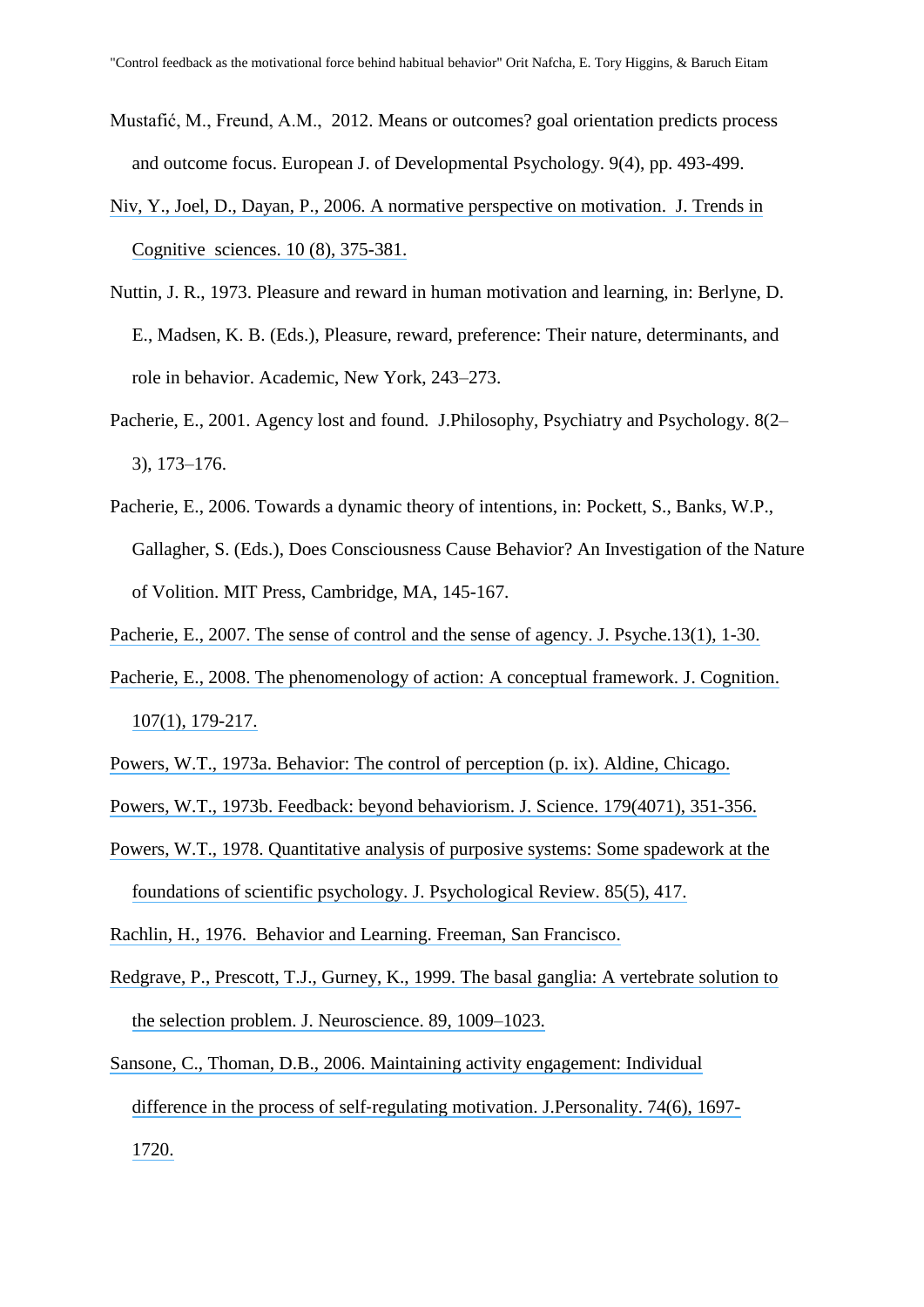Mustafić, M., Freund, A.M., 2012. Means or outcomes? goal orientation predicts process and outcome focus. European J. of Developmental Psychology. 9(4), pp. 493-499.

Niv, Y., Joel, D., Dayan, P., 2006. A normative perspective on motivation. J. Trends in Cognitive sciences. 10 (8), 375-381.

Nuttin, J. R., 1973. Pleasure and reward in human motivation and learning, in: Berlyne, D. E., Madsen, K. B. (Eds.), Pleasure, reward, preference: Their nature, determinants, and role in behavior. Academic, New York, 243–273.

Pacherie, E., 2001. Agency lost and found. J.Philosophy, Psychiatry and Psychology. 8(2–3), 173–176.

Pacherie, E., 2006. Towards a dynamic theory of intentions, in: Pockett, S., Banks, W.P., Gallagher, S. (Eds.), Does Consciousness Cause Behavior? An Investigation of the Nature of Volition. MIT Press, Cambridge, MA, 145-167.

Pacherie, E., 2007. The sense of control and the sense of agency. J. Psyche.13(1), 1-30.

Pacherie, E., 2008. The phenomenology of action: A conceptual framework. J. Cognition. 107(1), 179-217.

Powers, W.T., 1973a. Behavior: The control of perception (p. ix). Aldine, Chicago.

Powers, W.T., 1973b. Feedback: beyond behaviorism. J. Science. 179(4071), 351-356.

Powers, W.T., 1978. Quantitative analysis of purposive systems: Some spadework at the foundations of scientific psychology. J. Psychological Review. 85(5), 417.

Rachlin, H., 1976. Behavior and Learning. Freeman, San Francisco.

Redgrave, P., Prescott, T.J., Gurney, K., 1999. The basal ganglia: A vertebrate solution to the selection problem. J. Neuroscience. 89, 1009–1023.

Sansone, C., Thoman, D.B., 2006. Maintaining activity engagement: Individual difference in the process of self-regulating motivation. J.Personality. 74(6), 1697-1720.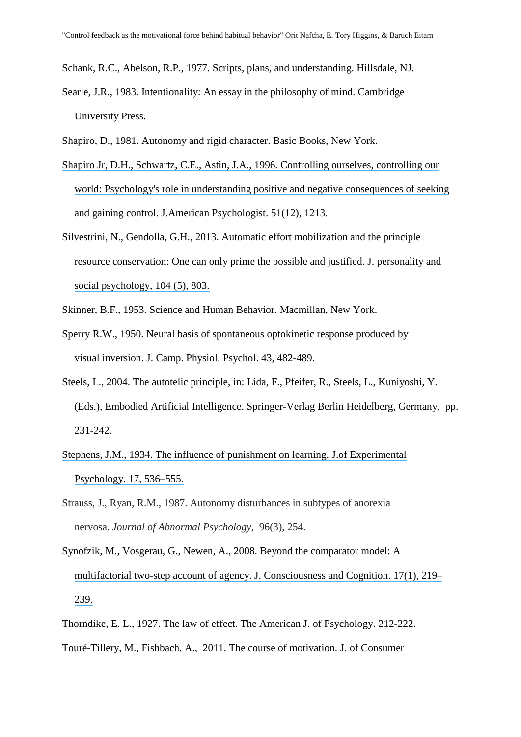Schank, R.C., Abelson, R.P., 1977. Scripts, plans, and understanding. Hillsdale, NJ.

Searle, J.R., 1983. Intentionality: An essay in the philosophy of mind. Cambridge University Press.

Shapiro, D., 1981. Autonomy and rigid character. Basic Books, New York.

Shapiro Jr, D.H., Schwartz, C.E., Astin, J.A., 1996. Controlling ourselves, controlling our world: Psychology's role in understanding positive and negative consequences of seeking and gaining control. J.American Psychologist. 51(12), 1213.

Silvestrini, N., Gendolla, G.H., 2013. Automatic effort mobilization and the principle resource conservation: One can only prime the possible and justified. J. personality and social psychology, 104 (5), 803.

Skinner, B.F., 1953. Science and Human Behavior. Macmillan, New York.

Sperry R.W., 1950. Neural basis of spontaneous optokinetic response produced by visual inversion. J. Camp. Physiol. Psychol. 43, 482-489.

Steels, L., 2004. The autotelic principle, in: Lida, F., Pfeifer, R., Steels, L., Kuniyoshi, Y. (Eds.), Embodied Artificial Intelligence. Springer-Verlag Berlin Heidelberg, Germany, pp. 231-242.

Stephens, J.M., 1934. The influence of punishment on learning. J.of Experimental Psychology. 17, 536–555.

Strauss, J., Ryan, R.M., 1987. Autonomy disturbances in subtypes of anorexia nervosa. *Journal of Abnormal Psychology*, 96(3), 254.

Synofzik, M., Vosgerau, G., Newen, A., 2008. Beyond the comparator model: A multifactorial two-step account of agency. J. Consciousness and Cognition. 17(1), 219–239.

Thorndike, E. L., 1927. The law of effect. The American J. of Psychology. 212-222.

Touré-Tillery, M., Fishbach, A., 2011. The course of motivation. J. of Consumer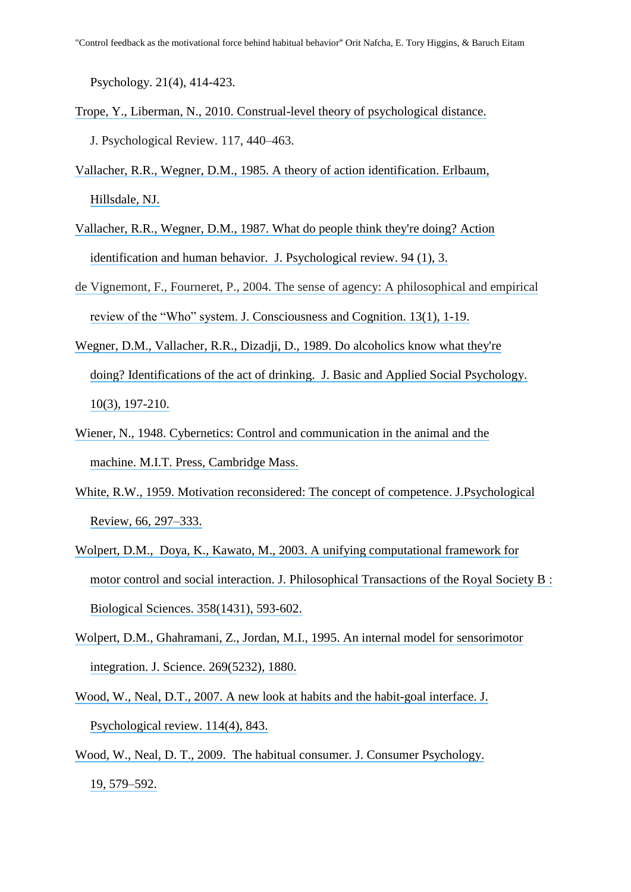Psychology. 21(4), 414-423.

Trope, Y., Liberman, N., 2010. Construal-level theory of psychological distance. J. Psychological Review. 117, 440–463.

Vallacher, R.R., Wegner, D.M., 1985. A theory of action identification. Erlbaum, Hillsdale, NJ.

Vallacher, R.R., Wegner, D.M., 1987. What do people think they're doing? Action identification and human behavior. J. Psychological review. 94 (1), 3.

de Vignemont, F., Fourneret, P., 2004. The sense of agency: A philosophical and empirical review of the "Who" system. J. Consciousness and Cognition. 13(1), 1-19.

Wegner, D.M., Vallacher, R.R., Dizadji, D., 1989. Do alcoholics know what they're doing? Identifications of the act of drinking. J. Basic and Applied Social Psychology. 10(3), 197-210.

Wiener, N., 1948. Cybernetics: Control and communication in the animal and the machine. M.I.T. Press, Cambridge Mass.

White, R.W., 1959. Motivation reconsidered: The concept of competence. J.Psychological Review, 66, 297–333.

Wolpert, D.M., Doya, K., Kawato, M., 2003. A unifying computational framework for motor control and social interaction. J. Philosophical Transactions of the Royal Society B : Biological Sciences. 358(1431), 593-602.

Wolpert, D.M., Ghahramani, Z., Jordan, M.I., 1995. An internal model for sensorimotor integration. J. Science. 269(5232), 1880.

Wood, W., Neal, D.T., 2007. A new look at habits and the habit-goal interface. J. Psychological review. 114(4), 843.

Wood, W., Neal, D. T., 2009. The habitual consumer. J. Consumer Psychology. 19, 579–592.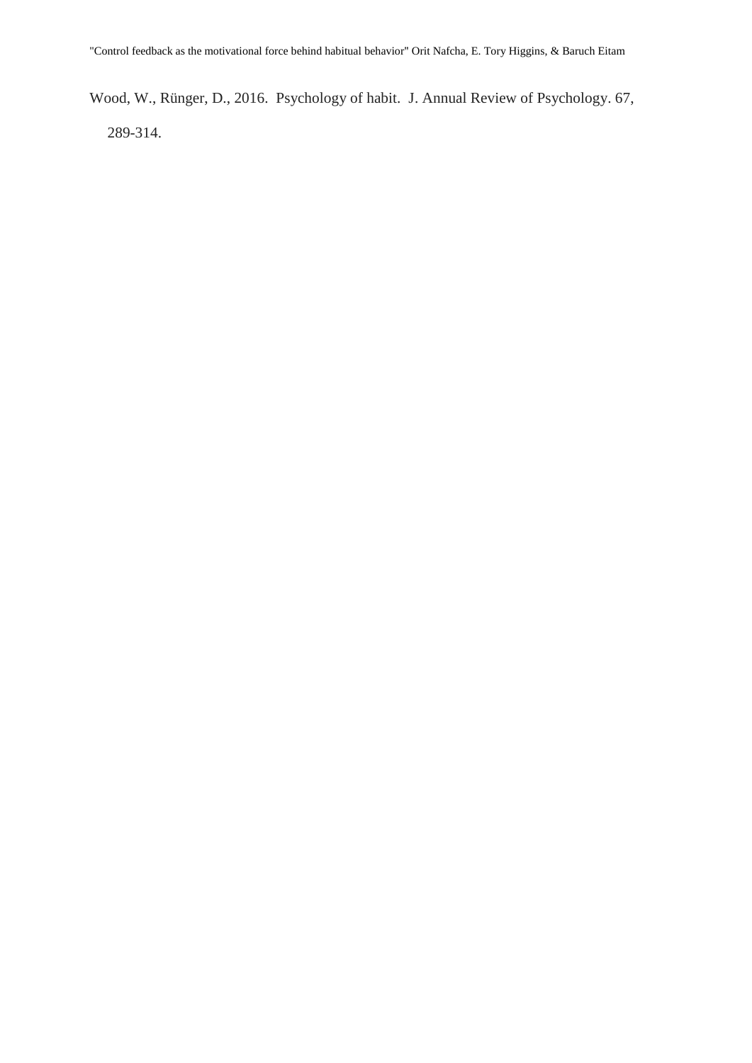Wood, W., Rünger, D., 2016. Psychology of habit. J. Annual Review of Psychology. 67, 289-314.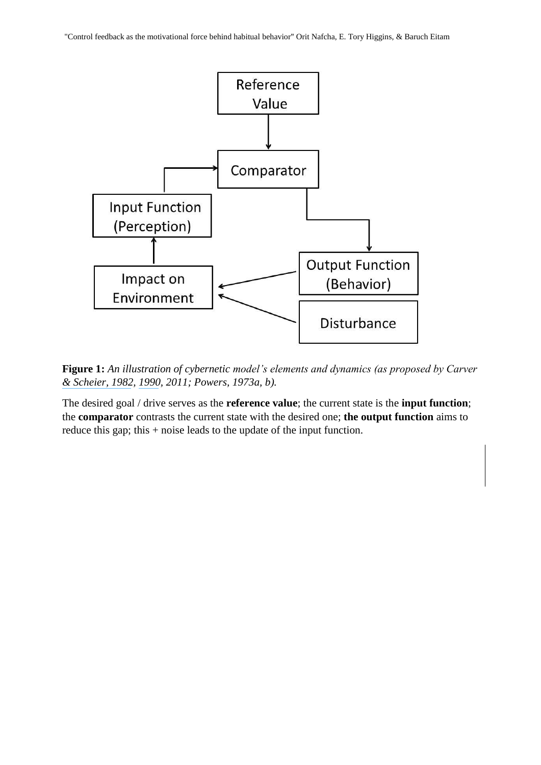**Figure 1:** *An illustration of cybernetic model's elements and dynamics (as proposed by Carver & Scheier, 1982, 1990, 2011; Powers, 1973a, b).*

The desired goal / drive serves as the **reference value**; the current state is the **input function**; the **comparator** contrasts the current state with the desired one; **the output function** aims to reduce this gap; this + noise leads to the update of the input function.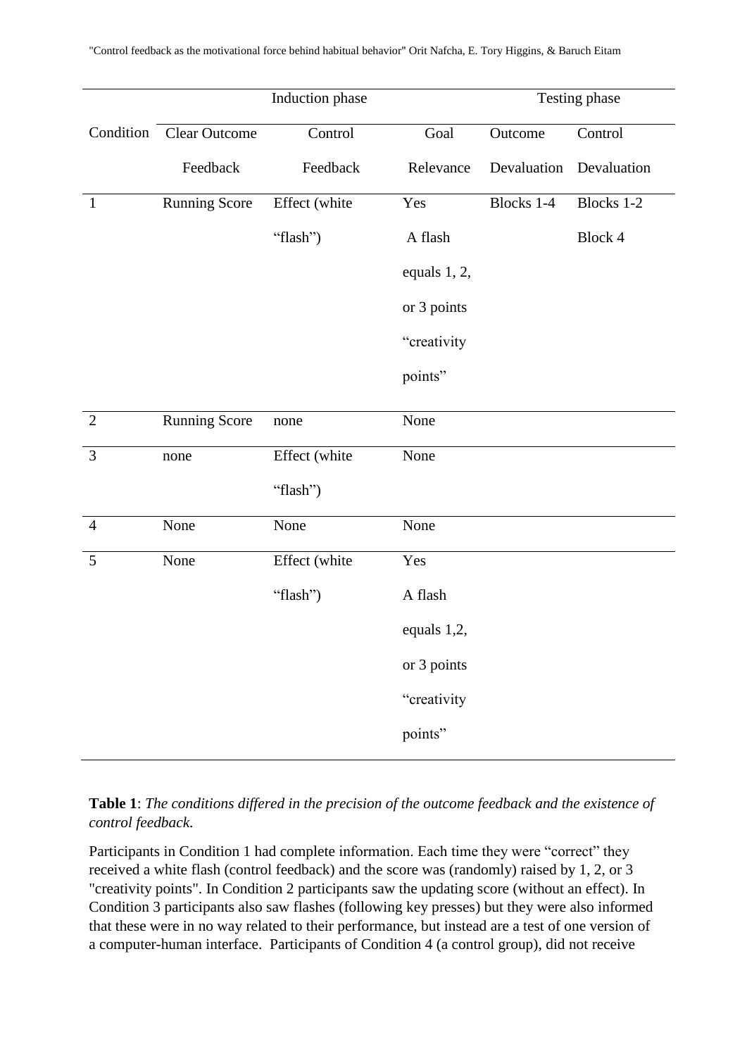| | Induction phase | | | Testing phase | |
|---|---|---|---|---|---|
| Condition | Clear Outcome Feedback | Control Feedback | Goal Relevance | Outcome Devaluation | Control Devaluation |
| 1 | Running Score | Effect (white “flash”) | Yes A flash equals 1, 2, or 3 points “creativity points” | Blocks 1-4 | Blocks 1-2 Block 4 |
| 2 | Running Score | none | None | | |
| 3 | none | Effect (white “flash”) | None | | |
| 4 | None | None | None | | |
| 5 | None | Effect (white “flash”) | Yes A flash equals 1,2, or 3 points “creativity points” | | |

**Table 1**: *The conditions differed in the precision of the outcome feedback and the existence of control feedback.*

Participants in Condition 1 had complete information. Each time they were “correct” they received a white flash (control feedback) and the score was (randomly) raised by 1, 2, or 3 "creativity points". In Condition 2 participants saw the updating score (without an effect). In Condition 3 participants also saw flashes (following key presses) but they were also informed that these were in no way related to their performance, but instead are a test of one version of a computer-human interface. Participants of Condition 4 (a control group), did not receive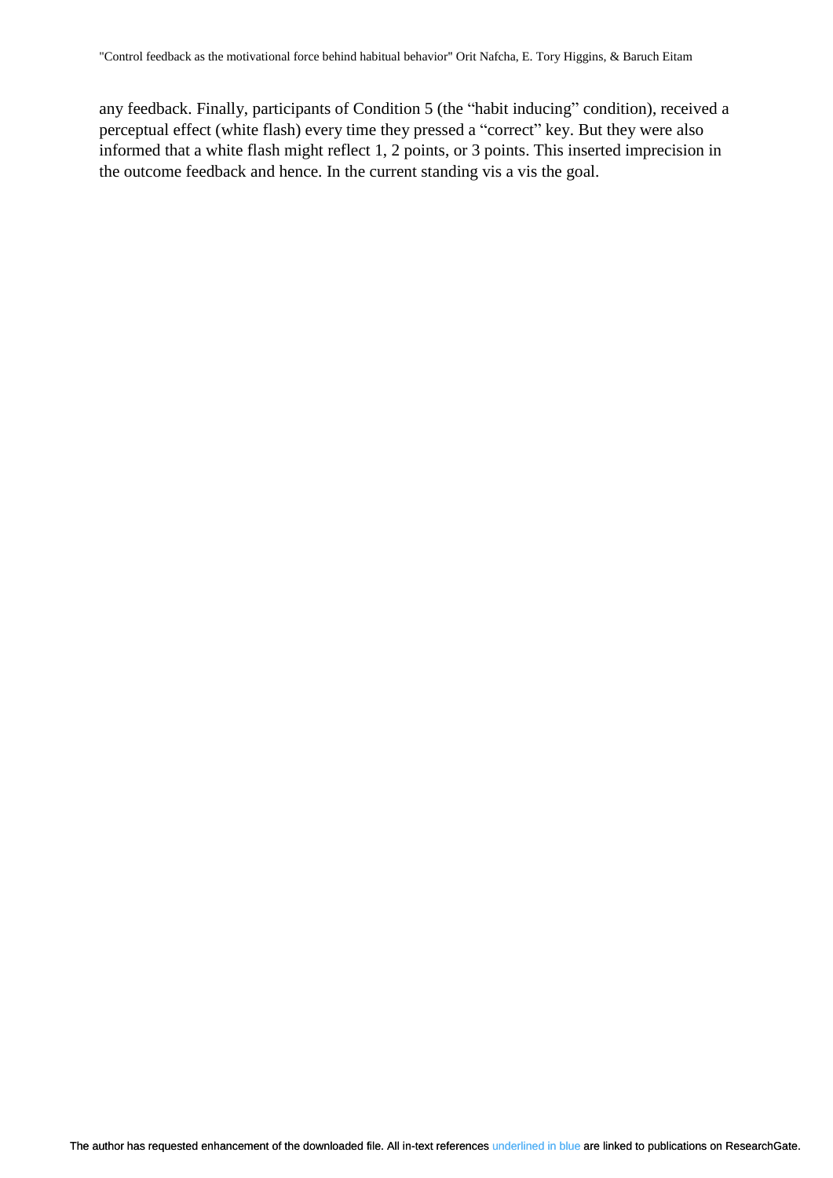any feedback. Finally, participants of Condition 5 (the "habit inducing" condition), received a perceptual effect (white flash) every time they pressed a "correct" key. But they were also informed that a white flash might reflect 1, 2 points, or 3 points. This inserted imprecision in the outcome feedback and hence. In the current standing vis a vis the goal.